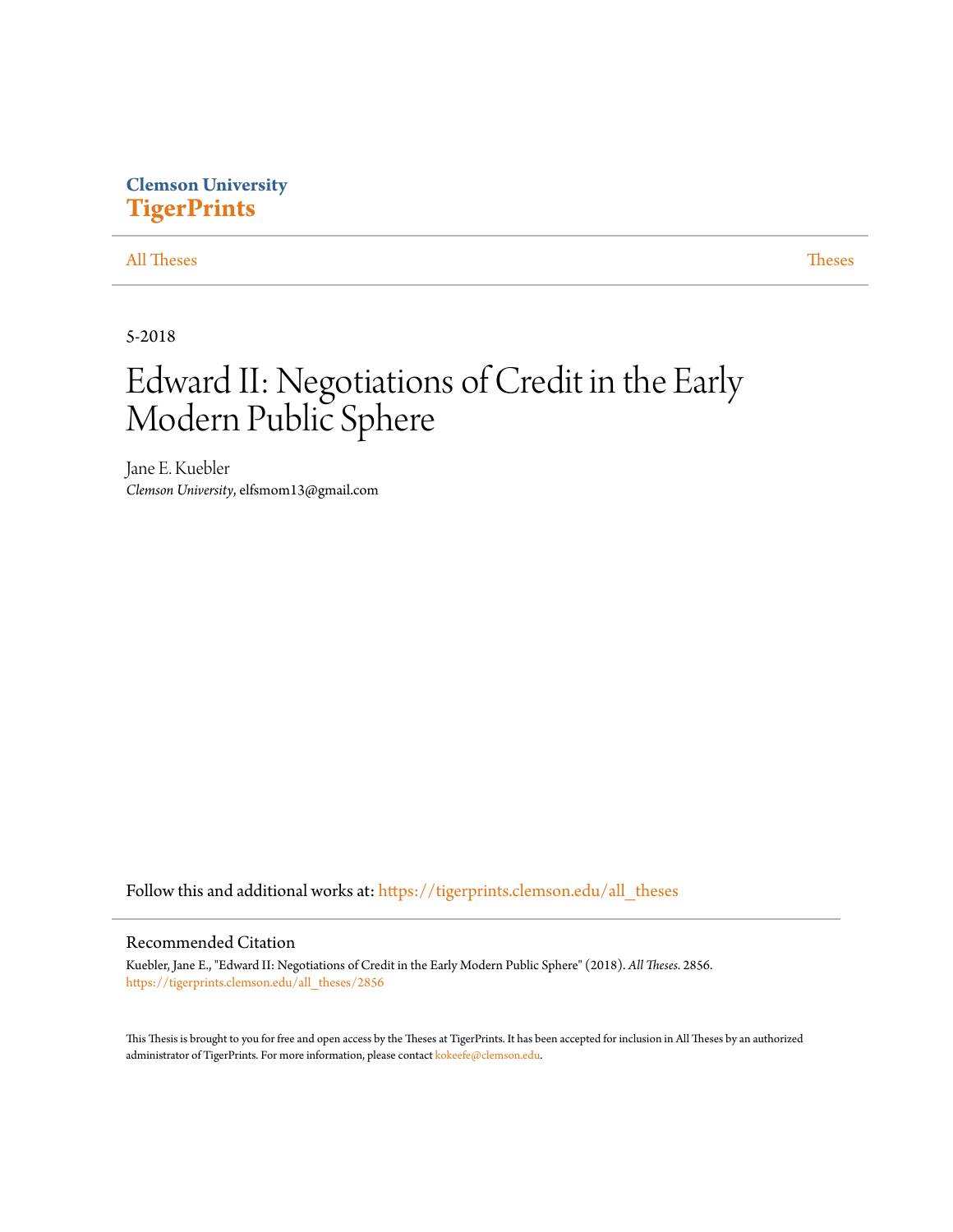Clemson University
**TigerPrints**

All Theses | Theses

5-2018

# Edward II: Negotiations of Credit in the Early Modern Public Sphere

Jane E. Kuebler
*Clemson University*, elfsmom13@gmail.com

Follow this and additional works at: https://tigerprints.clemson.edu/all_theses

## Recommended Citation

Kuebler, Jane E., "Edward II: Negotiations of Credit in the Early Modern Public Sphere" (2018). *All Theses*. 2856.
https://tigerprints.clemson.edu/all_theses/2856

This Thesis is brought to you for free and open access by the Theses at TigerPrints. It has been accepted for inclusion in All Theses by an authorized administrator of TigerPrints. For more information, please contact kokeefe@clemson.edu.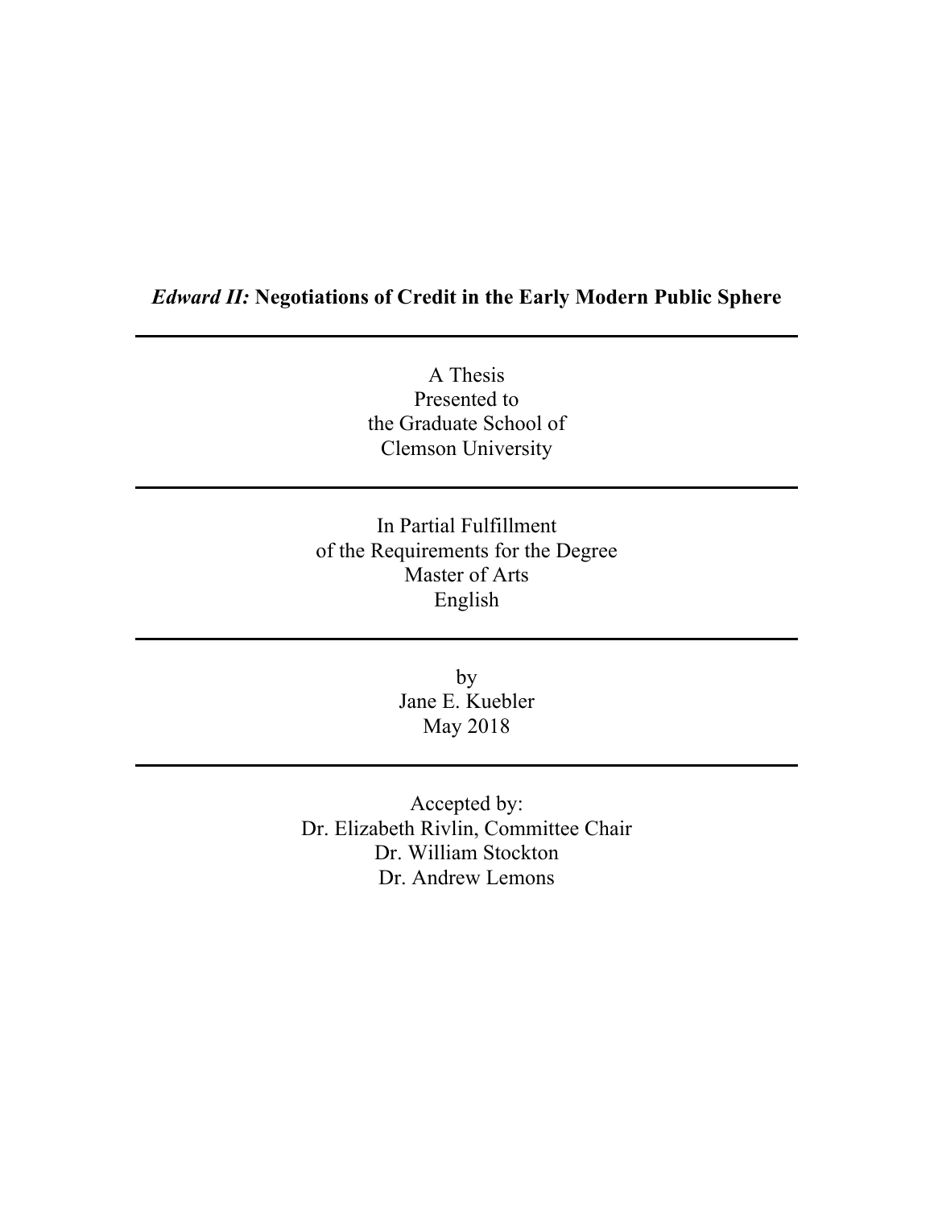# *Edward II:* Negotiations of Credit in the Early Modern Public Sphere

---

A Thesis
Presented to
the Graduate School of
Clemson University

---

In Partial Fulfillment
of the Requirements for the Degree
Master of Arts
English

---

by
Jane E. Kuebler
May 2018

---

Accepted by:
Dr. Elizabeth Rivlin, Committee Chair
Dr. William Stockton
Dr. Andrew Lemons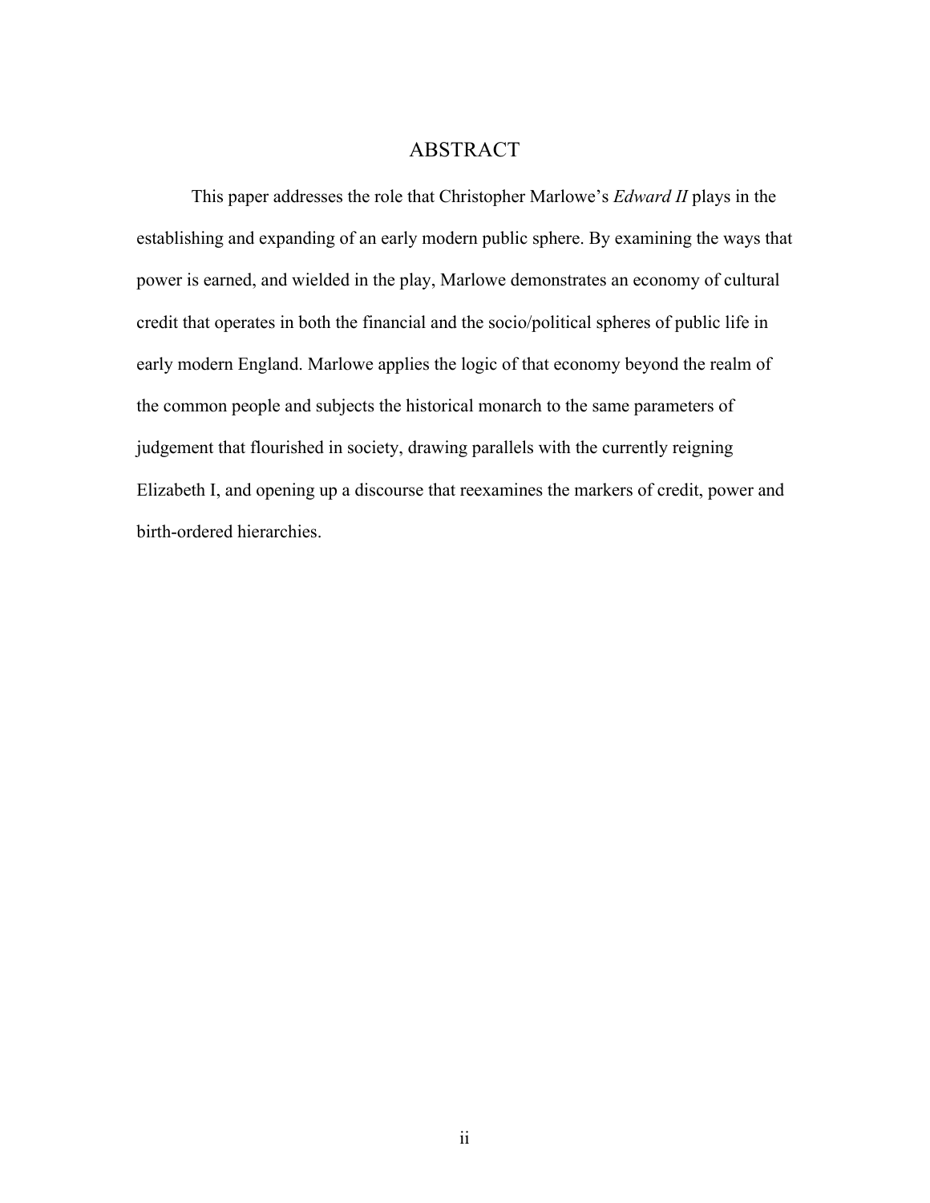# ABSTRACT

This paper addresses the role that Christopher Marlowe's *Edward II* plays in the establishing and expanding of an early modern public sphere. By examining the ways that power is earned, and wielded in the play, Marlowe demonstrates an economy of cultural credit that operates in both the financial and the socio/political spheres of public life in early modern England. Marlowe applies the logic of that economy beyond the realm of the common people and subjects the historical monarch to the same parameters of judgement that flourished in society, drawing parallels with the currently reigning Elizabeth I, and opening up a discourse that reexamines the markers of credit, power and birth-ordered hierarchies.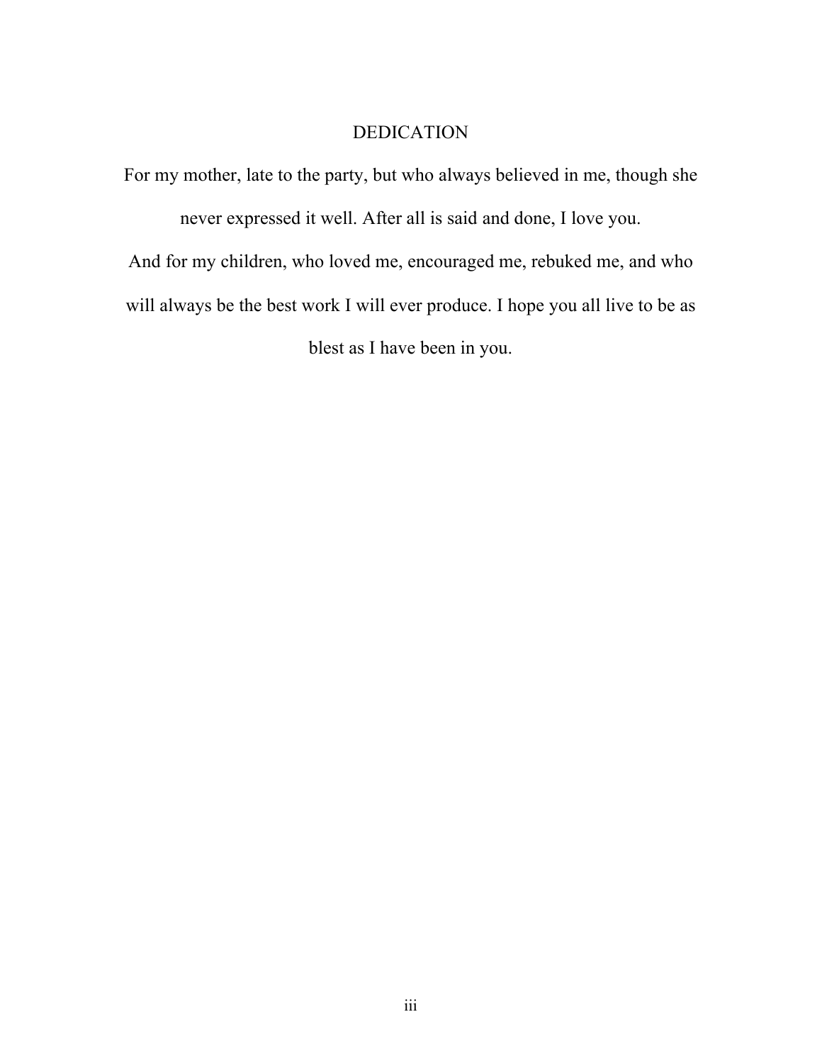# DEDICATION

For my mother, late to the party, but who always believed in me, though she never expressed it well. After all is said and done, I love you.

And for my children, who loved me, encouraged me, rebuked me, and who will always be the best work I will ever produce. I hope you all live to be as blest as I have been in you.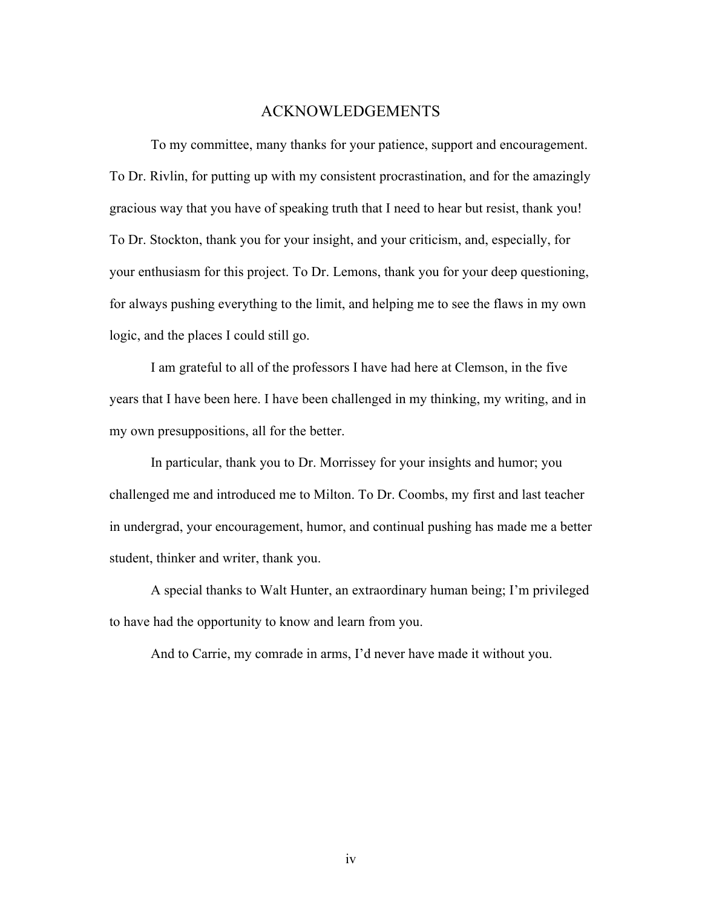# ACKNOWLEDGEMENTS

To my committee, many thanks for your patience, support and encouragement. To Dr. Rivlin, for putting up with my consistent procrastination, and for the amazingly gracious way that you have of speaking truth that I need to hear but resist, thank you! To Dr. Stockton, thank you for your insight, and your criticism, and, especially, for your enthusiasm for this project. To Dr. Lemons, thank you for your deep questioning, for always pushing everything to the limit, and helping me to see the flaws in my own logic, and the places I could still go.

I am grateful to all of the professors I have had here at Clemson, in the five years that I have been here. I have been challenged in my thinking, my writing, and in my own presuppositions, all for the better.

In particular, thank you to Dr. Morrissey for your insights and humor; you challenged me and introduced me to Milton. To Dr. Coombs, my first and last teacher in undergrad, your encouragement, humor, and continual pushing has made me a better student, thinker and writer, thank you.

A special thanks to Walt Hunter, an extraordinary human being; I'm privileged to have had the opportunity to know and learn from you.

And to Carrie, my comrade in arms, I'd never have made it without you.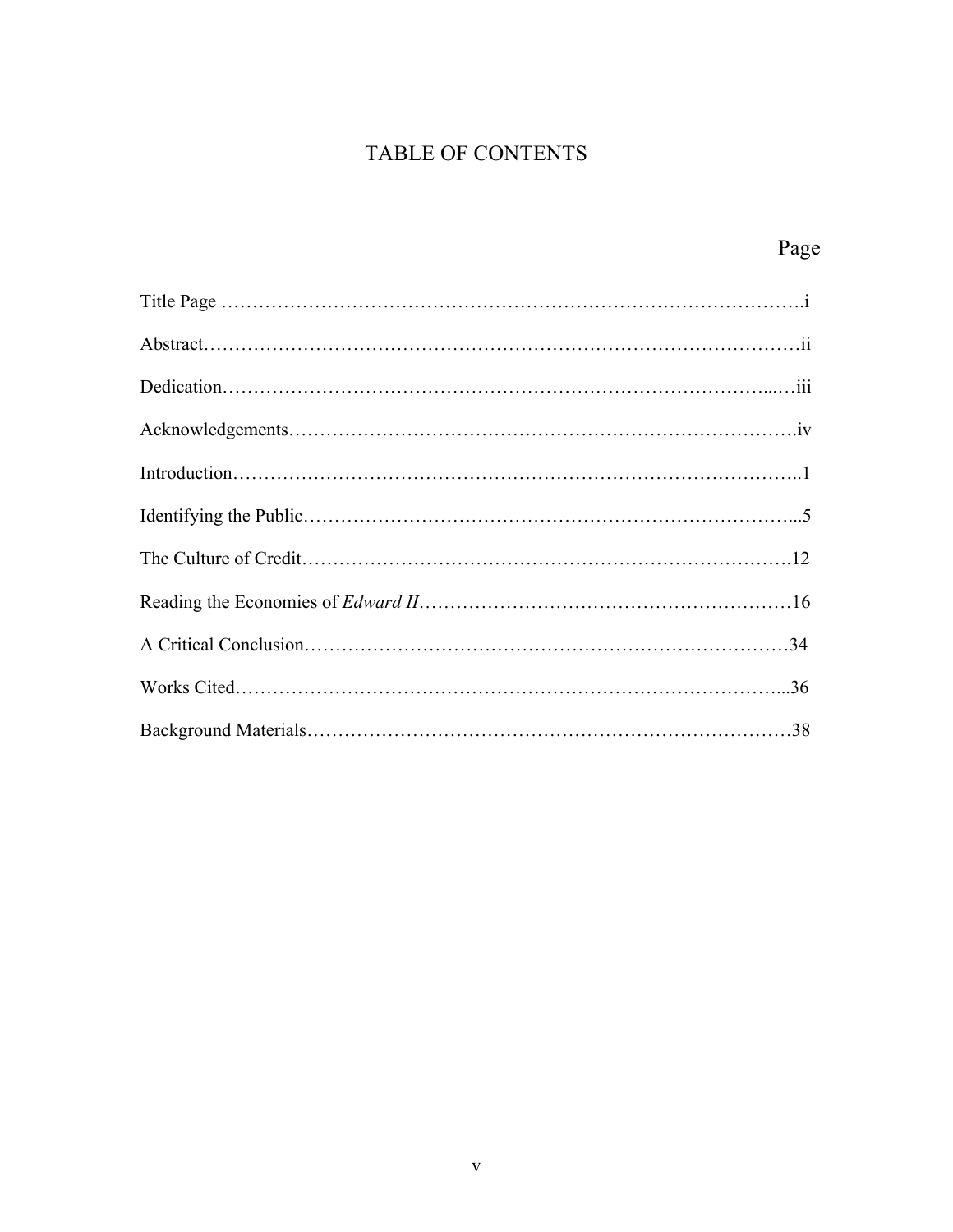# TABLE OF CONTENTS

| | Page |
|---|---|
| Title Page | i |
| Abstract | ii |
| Dedication | iii |
| Acknowledgements | iv |
| Introduction | 1 |
| Identifying the Public | 5 |
| The Culture of Credit | 12 |
| Reading the Economies of *Edward II* | 16 |
| A Critical Conclusion | 34 |
| Works Cited | 36 |
| Background Materials | 38 |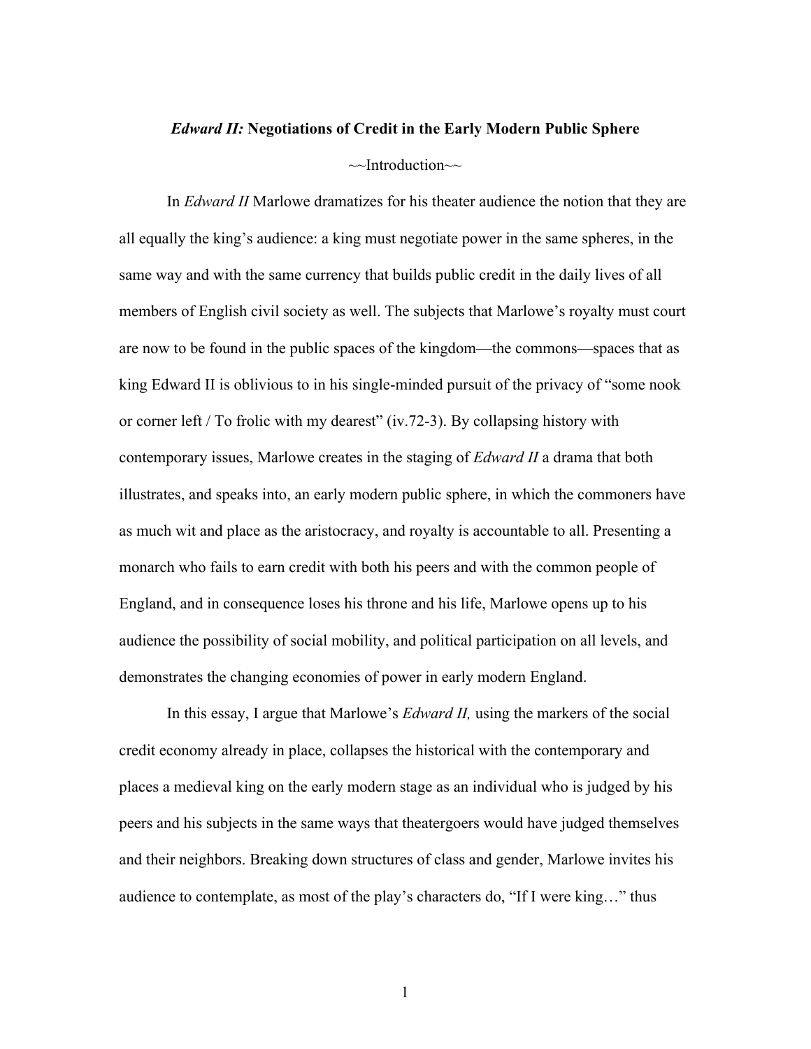# *Edward II:* Negotiations of Credit in the Early Modern Public Sphere

~~Introduction~~

In *Edward II* Marlowe dramatizes for his theater audience the notion that they are all equally the king's audience: a king must negotiate power in the same spheres, in the same way and with the same currency that builds public credit in the daily lives of all members of English civil society as well. The subjects that Marlowe's royalty must court are now to be found in the public spaces of the kingdom—the commons—spaces that as king Edward II is oblivious to in his single-minded pursuit of the privacy of "some nook or corner left / To frolic with my dearest" (iv.72-3). By collapsing history with contemporary issues, Marlowe creates in the staging of *Edward II* a drama that both illustrates, and speaks into, an early modern public sphere, in which the commoners have as much wit and place as the aristocracy, and royalty is accountable to all. Presenting a monarch who fails to earn credit with both his peers and with the common people of England, and in consequence loses his throne and his life, Marlowe opens up to his audience the possibility of social mobility, and political participation on all levels, and demonstrates the changing economies of power in early modern England.

In this essay, I argue that Marlowe's *Edward II,* using the markers of the social credit economy already in place, collapses the historical with the contemporary and places a medieval king on the early modern stage as an individual who is judged by his peers and his subjects in the same ways that theatergoers would have judged themselves and their neighbors. Breaking down structures of class and gender, Marlowe invites his audience to contemplate, as most of the play's characters do, "If I were king…" thus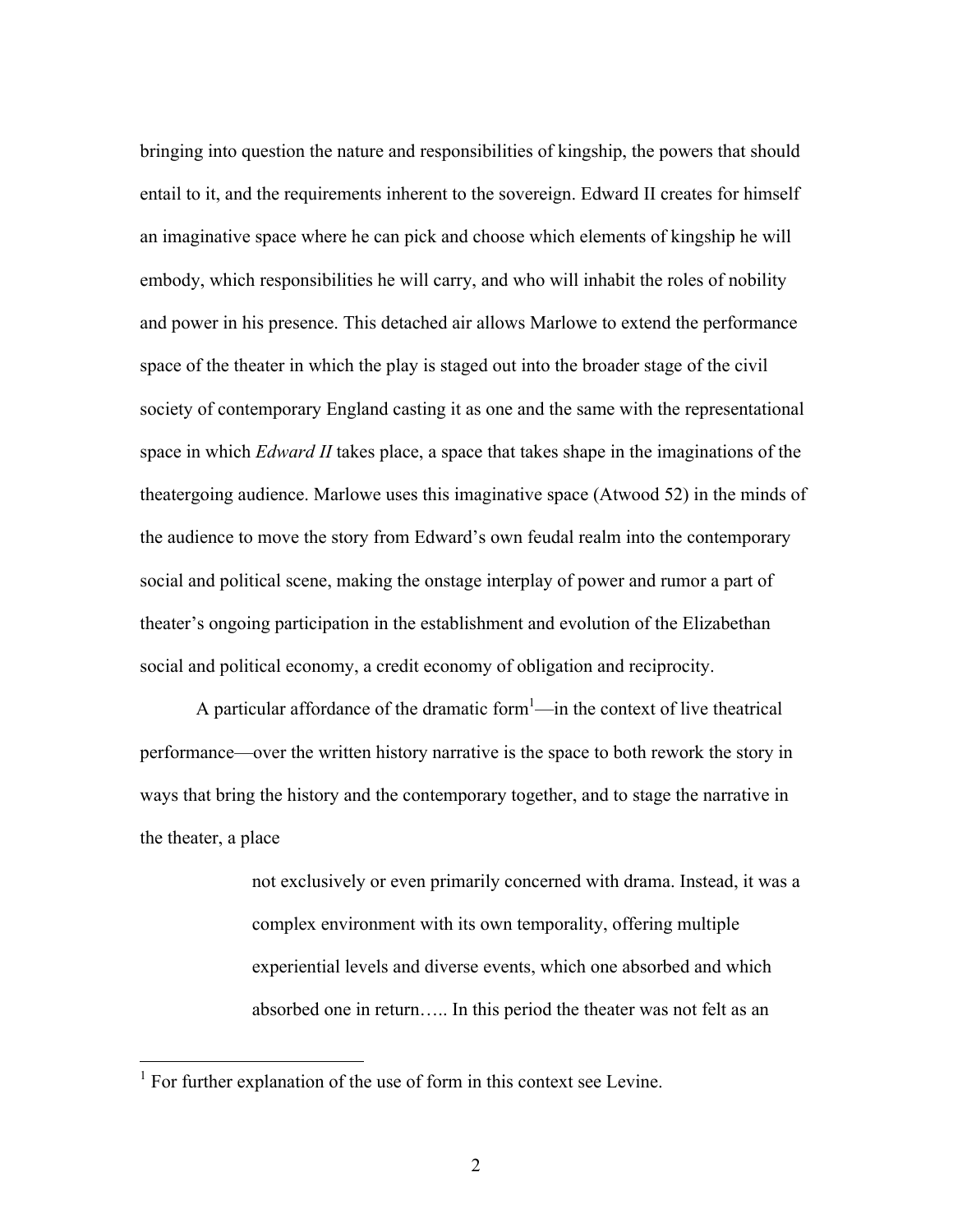bringing into question the nature and responsibilities of kingship, the powers that should entail to it, and the requirements inherent to the sovereign. Edward II creates for himself an imaginative space where he can pick and choose which elements of kingship he will embody, which responsibilities he will carry, and who will inhabit the roles of nobility and power in his presence. This detached air allows Marlowe to extend the performance space of the theater in which the play is staged out into the broader stage of the civil society of contemporary England casting it as one and the same with the representational space in which *Edward II* takes place, a space that takes shape in the imaginations of the theatergoing audience. Marlowe uses this imaginative space (Atwood 52) in the minds of the audience to move the story from Edward's own feudal realm into the contemporary social and political scene, making the onstage interplay of power and rumor a part of theater's ongoing participation in the establishment and evolution of the Elizabethan social and political economy, a credit economy of obligation and reciprocity.

A particular affordance of the dramatic form[1]—in the context of live theatrical performance—over the written history narrative is the space to both rework the story in ways that bring the history and the contemporary together, and to stage the narrative in the theater, a place

> not exclusively or even primarily concerned with drama. Instead, it was a complex environment with its own temporality, offering multiple experiential levels and diverse events, which one absorbed and which absorbed one in return….. In this period the theater was not felt as an

[1] For further explanation of the use of form in this context see Levine.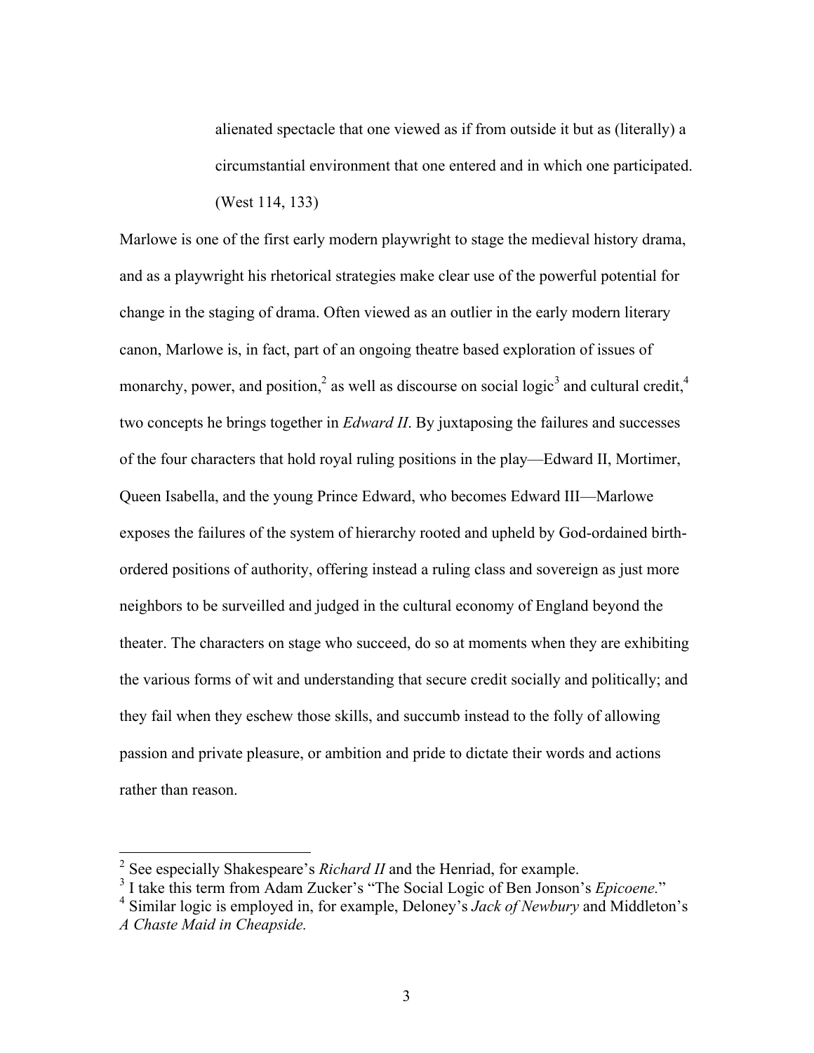> alienated spectacle that one viewed as if from outside it but as (literally) a circumstantial environment that one entered and in which one participated. (West 114, 133)

Marlowe is one of the first early modern playwright to stage the medieval history drama, and as a playwright his rhetorical strategies make clear use of the powerful potential for change in the staging of drama. Often viewed as an outlier in the early modern literary canon, Marlowe is, in fact, part of an ongoing theatre based exploration of issues of monarchy, power, and position,[2] as well as discourse on social logic[3] and cultural credit,[4] two concepts he brings together in *Edward II*. By juxtaposing the failures and successes of the four characters that hold royal ruling positions in the play—Edward II, Mortimer, Queen Isabella, and the young Prince Edward, who becomes Edward III—Marlowe exposes the failures of the system of hierarchy rooted and upheld by God-ordained birth-ordered positions of authority, offering instead a ruling class and sovereign as just more neighbors to be surveilled and judged in the cultural economy of England beyond the theater. The characters on stage who succeed, do so at moments when they are exhibiting the various forms of wit and understanding that secure credit socially and politically; and they fail when they eschew those skills, and succumb instead to the folly of allowing passion and private pleasure, or ambition and pride to dictate their words and actions rather than reason.

---

[2] See especially Shakespeare's *Richard II* and the Henriad, for example.

[3] I take this term from Adam Zucker's "The Social Logic of Ben Jonson's *Epicoene.*"

[4] Similar logic is employed in, for example, Deloney's *Jack of Newbury* and Middleton's *A Chaste Maid in Cheapside.*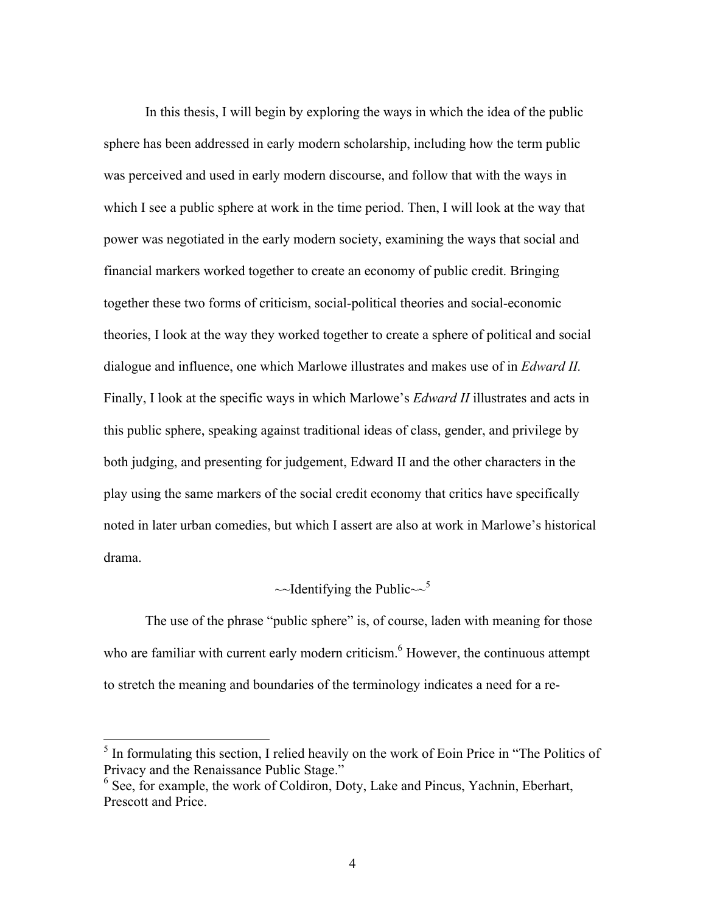In this thesis, I will begin by exploring the ways in which the idea of the public sphere has been addressed in early modern scholarship, including how the term public was perceived and used in early modern discourse, and follow that with the ways in which I see a public sphere at work in the time period. Then, I will look at the way that power was negotiated in the early modern society, examining the ways that social and financial markers worked together to create an economy of public credit. Bringing together these two forms of criticism, social-political theories and social-economic theories, I look at the way they worked together to create a sphere of political and social dialogue and influence, one which Marlowe illustrates and makes use of in *Edward II.* Finally, I look at the specific ways in which Marlowe's *Edward II* illustrates and acts in this public sphere, speaking against traditional ideas of class, gender, and privilege by both judging, and presenting for judgement, Edward II and the other characters in the play using the same markers of the social credit economy that critics have specifically noted in later urban comedies, but which I assert are also at work in Marlowe's historical drama.

## ~~Identifying the Public~~[5]

The use of the phrase "public sphere" is, of course, laden with meaning for those who are familiar with current early modern criticism.[6] However, the continuous attempt to stretch the meaning and boundaries of the terminology indicates a need for a re-

---

[5] In formulating this section, I relied heavily on the work of Eoin Price in "The Politics of Privacy and the Renaissance Public Stage."

[6] See, for example, the work of Coldiron, Doty, Lake and Pincus, Yachnin, Eberhart, Prescott and Price.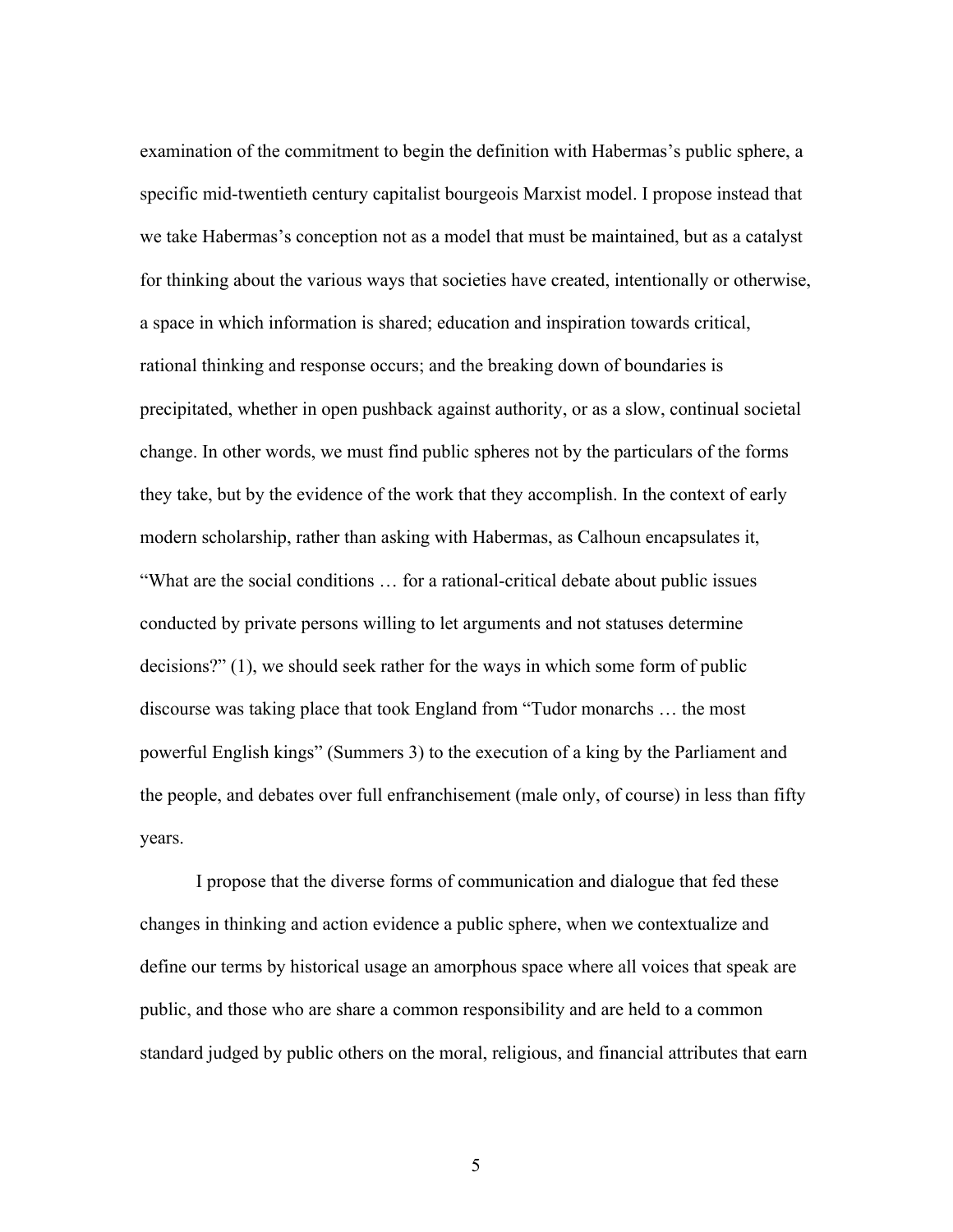examination of the commitment to begin the definition with Habermas's public sphere, a specific mid-twentieth century capitalist bourgeois Marxist model. I propose instead that we take Habermas's conception not as a model that must be maintained, but as a catalyst for thinking about the various ways that societies have created, intentionally or otherwise, a space in which information is shared; education and inspiration towards critical, rational thinking and response occurs; and the breaking down of boundaries is precipitated, whether in open pushback against authority, or as a slow, continual societal change. In other words, we must find public spheres not by the particulars of the forms they take, but by the evidence of the work that they accomplish. In the context of early modern scholarship, rather than asking with Habermas, as Calhoun encapsulates it, "What are the social conditions … for a rational-critical debate about public issues conducted by private persons willing to let arguments and not statuses determine decisions?" (1), we should seek rather for the ways in which some form of public discourse was taking place that took England from "Tudor monarchs … the most powerful English kings" (Summers 3) to the execution of a king by the Parliament and the people, and debates over full enfranchisement (male only, of course) in less than fifty years.

I propose that the diverse forms of communication and dialogue that fed these changes in thinking and action evidence a public sphere, when we contextualize and define our terms by historical usage an amorphous space where all voices that speak are public, and those who are share a common responsibility and are held to a common standard judged by public others on the moral, religious, and financial attributes that earn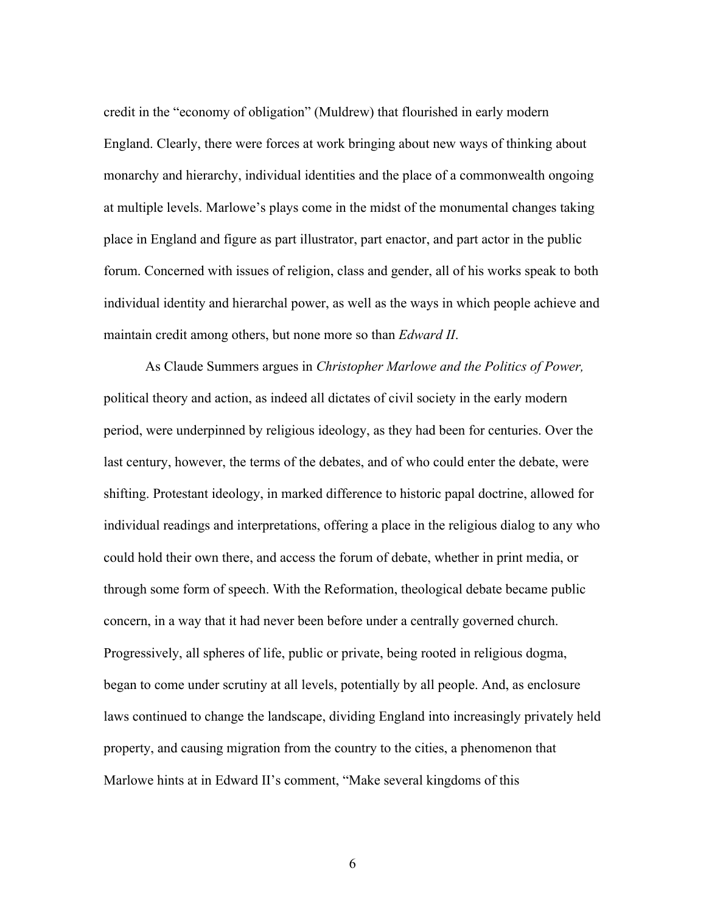credit in the "economy of obligation" (Muldrew) that flourished in early modern England. Clearly, there were forces at work bringing about new ways of thinking about monarchy and hierarchy, individual identities and the place of a commonwealth ongoing at multiple levels. Marlowe's plays come in the midst of the monumental changes taking place in England and figure as part illustrator, part enactor, and part actor in the public forum. Concerned with issues of religion, class and gender, all of his works speak to both individual identity and hierarchal power, as well as the ways in which people achieve and maintain credit among others, but none more so than *Edward II*.

As Claude Summers argues in *Christopher Marlowe and the Politics of Power,* political theory and action, as indeed all dictates of civil society in the early modern period, were underpinned by religious ideology, as they had been for centuries. Over the last century, however, the terms of the debates, and of who could enter the debate, were shifting. Protestant ideology, in marked difference to historic papal doctrine, allowed for individual readings and interpretations, offering a place in the religious dialog to any who could hold their own there, and access the forum of debate, whether in print media, or through some form of speech. With the Reformation, theological debate became public concern, in a way that it had never been before under a centrally governed church. Progressively, all spheres of life, public or private, being rooted in religious dogma, began to come under scrutiny at all levels, potentially by all people. And, as enclosure laws continued to change the landscape, dividing England into increasingly privately held property, and causing migration from the country to the cities, a phenomenon that Marlowe hints at in Edward II's comment, "Make several kingdoms of this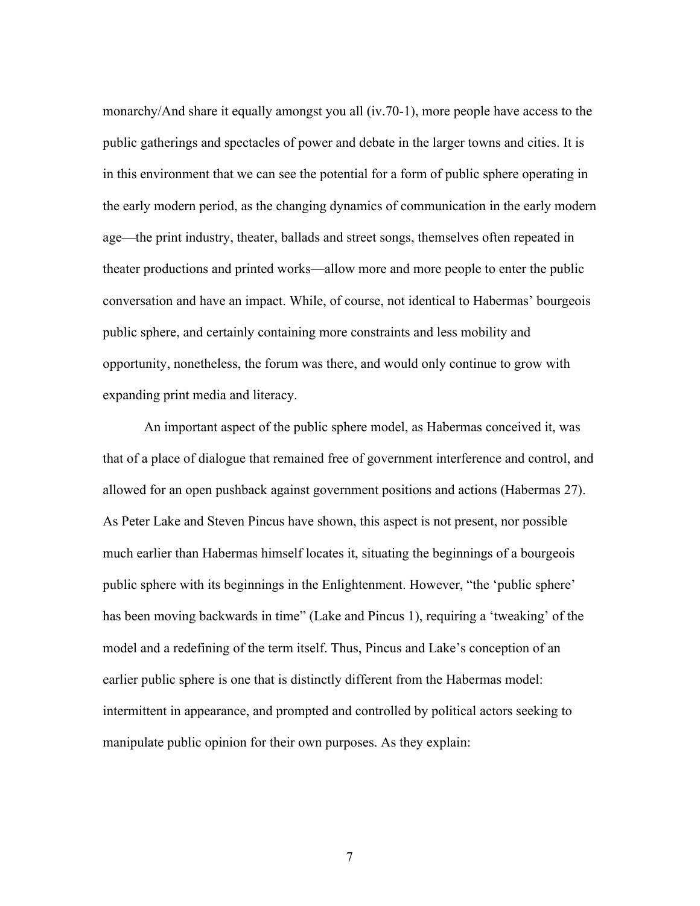monarchy/And share it equally amongst you all (iv.70-1), more people have access to the public gatherings and spectacles of power and debate in the larger towns and cities. It is in this environment that we can see the potential for a form of public sphere operating in the early modern period, as the changing dynamics of communication in the early modern age—the print industry, theater, ballads and street songs, themselves often repeated in theater productions and printed works—allow more and more people to enter the public conversation and have an impact. While, of course, not identical to Habermas' bourgeois public sphere, and certainly containing more constraints and less mobility and opportunity, nonetheless, the forum was there, and would only continue to grow with expanding print media and literacy.

An important aspect of the public sphere model, as Habermas conceived it, was that of a place of dialogue that remained free of government interference and control, and allowed for an open pushback against government positions and actions (Habermas 27). As Peter Lake and Steven Pincus have shown, this aspect is not present, nor possible much earlier than Habermas himself locates it, situating the beginnings of a bourgeois public sphere with its beginnings in the Enlightenment. However, "the 'public sphere' has been moving backwards in time" (Lake and Pincus 1), requiring a 'tweaking' of the model and a redefining of the term itself. Thus, Pincus and Lake's conception of an earlier public sphere is one that is distinctly different from the Habermas model: intermittent in appearance, and prompted and controlled by political actors seeking to manipulate public opinion for their own purposes. As they explain: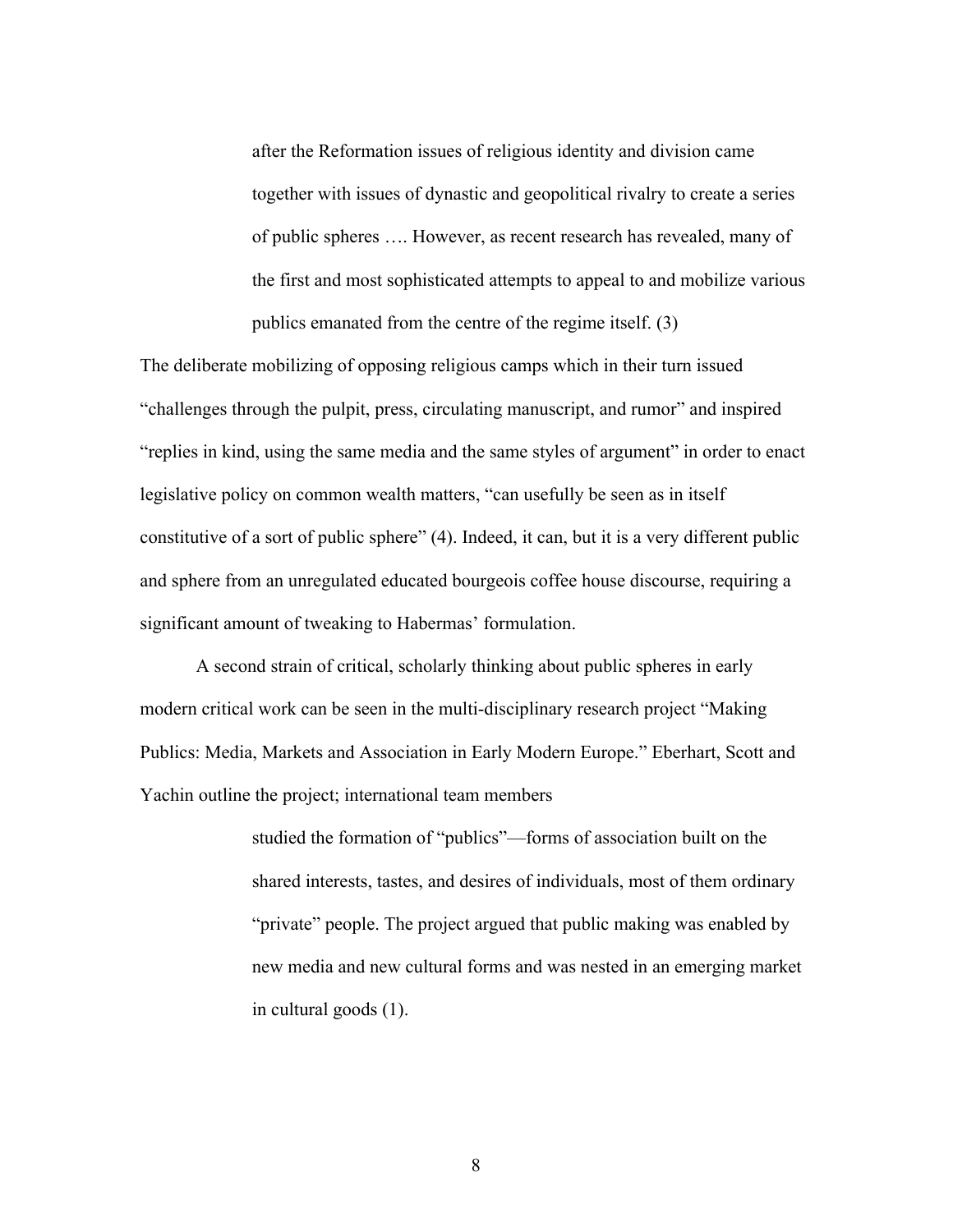> after the Reformation issues of religious identity and division came together with issues of dynastic and geopolitical rivalry to create a series of public spheres …. However, as recent research has revealed, many of the first and most sophisticated attempts to appeal to and mobilize various publics emanated from the centre of the regime itself. (3)

The deliberate mobilizing of opposing religious camps which in their turn issued "challenges through the pulpit, press, circulating manuscript, and rumor" and inspired "replies in kind, using the same media and the same styles of argument" in order to enact legislative policy on common wealth matters, "can usefully be seen as in itself constitutive of a sort of public sphere" (4). Indeed, it can, but it is a very different public and sphere from an unregulated educated bourgeois coffee house discourse, requiring a significant amount of tweaking to Habermas' formulation.

A second strain of critical, scholarly thinking about public spheres in early modern critical work can be seen in the multi-disciplinary research project "Making Publics: Media, Markets and Association in Early Modern Europe." Eberhart, Scott and Yachin outline the project; international team members

> studied the formation of "publics"—forms of association built on the shared interests, tastes, and desires of individuals, most of them ordinary "private" people. The project argued that public making was enabled by new media and new cultural forms and was nested in an emerging market in cultural goods (1).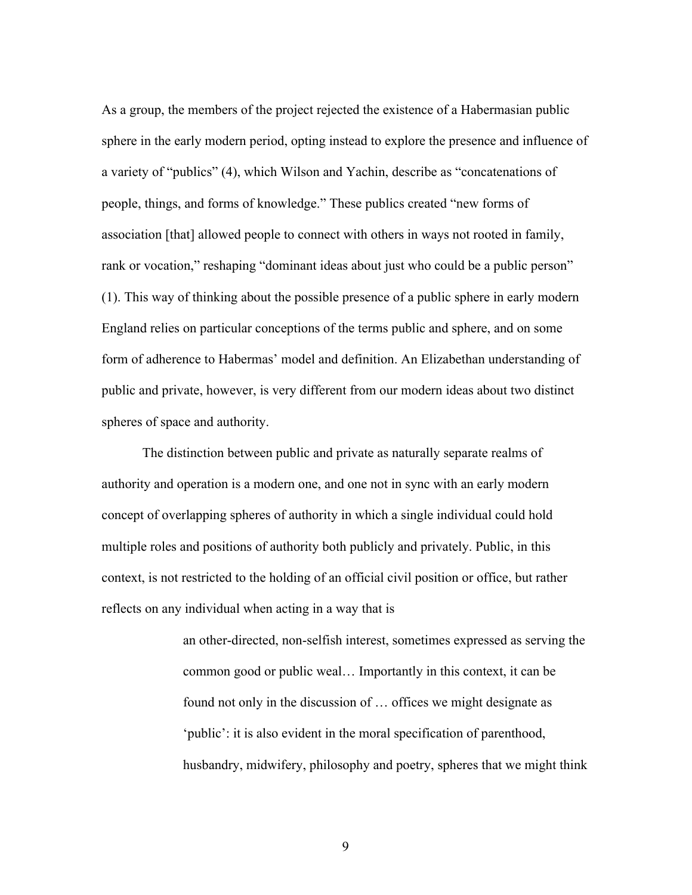As a group, the members of the project rejected the existence of a Habermasian public sphere in the early modern period, opting instead to explore the presence and influence of a variety of "publics" (4), which Wilson and Yachin, describe as "concatenations of people, things, and forms of knowledge." These publics created "new forms of association [that] allowed people to connect with others in ways not rooted in family, rank or vocation," reshaping "dominant ideas about just who could be a public person" (1). This way of thinking about the possible presence of a public sphere in early modern England relies on particular conceptions of the terms public and sphere, and on some form of adherence to Habermas' model and definition. An Elizabethan understanding of public and private, however, is very different from our modern ideas about two distinct spheres of space and authority.

The distinction between public and private as naturally separate realms of authority and operation is a modern one, and one not in sync with an early modern concept of overlapping spheres of authority in which a single individual could hold multiple roles and positions of authority both publicly and privately. Public, in this context, is not restricted to the holding of an official civil position or office, but rather reflects on any individual when acting in a way that is

> an other-directed, non-selfish interest, sometimes expressed as serving the common good or public weal… Importantly in this context, it can be found not only in the discussion of … offices we might designate as 'public': it is also evident in the moral specification of parenthood, husbandry, midwifery, philosophy and poetry, spheres that we might think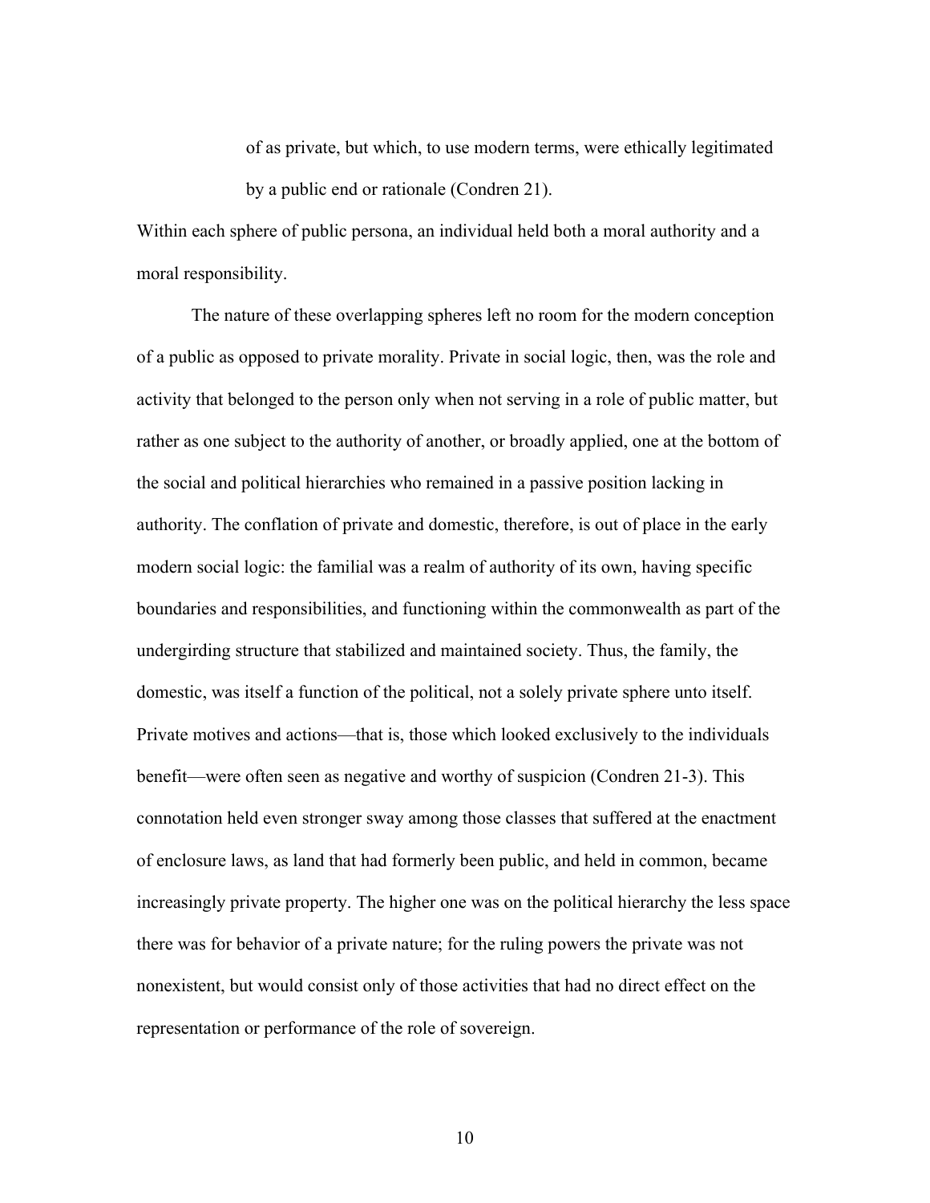> of as private, but which, to use modern terms, were ethically legitimated by a public end or rationale (Condren 21).

Within each sphere of public persona, an individual held both a moral authority and a moral responsibility.

The nature of these overlapping spheres left no room for the modern conception of a public as opposed to private morality. Private in social logic, then, was the role and activity that belonged to the person only when not serving in a role of public matter, but rather as one subject to the authority of another, or broadly applied, one at the bottom of the social and political hierarchies who remained in a passive position lacking in authority. The conflation of private and domestic, therefore, is out of place in the early modern social logic: the familial was a realm of authority of its own, having specific boundaries and responsibilities, and functioning within the commonwealth as part of the undergirding structure that stabilized and maintained society. Thus, the family, the domestic, was itself a function of the political, not a solely private sphere unto itself. Private motives and actions—that is, those which looked exclusively to the individuals benefit—were often seen as negative and worthy of suspicion (Condren 21-3). This connotation held even stronger sway among those classes that suffered at the enactment of enclosure laws, as land that had formerly been public, and held in common, became increasingly private property. The higher one was on the political hierarchy the less space there was for behavior of a private nature; for the ruling powers the private was not nonexistent, but would consist only of those activities that had no direct effect on the representation or performance of the role of sovereign.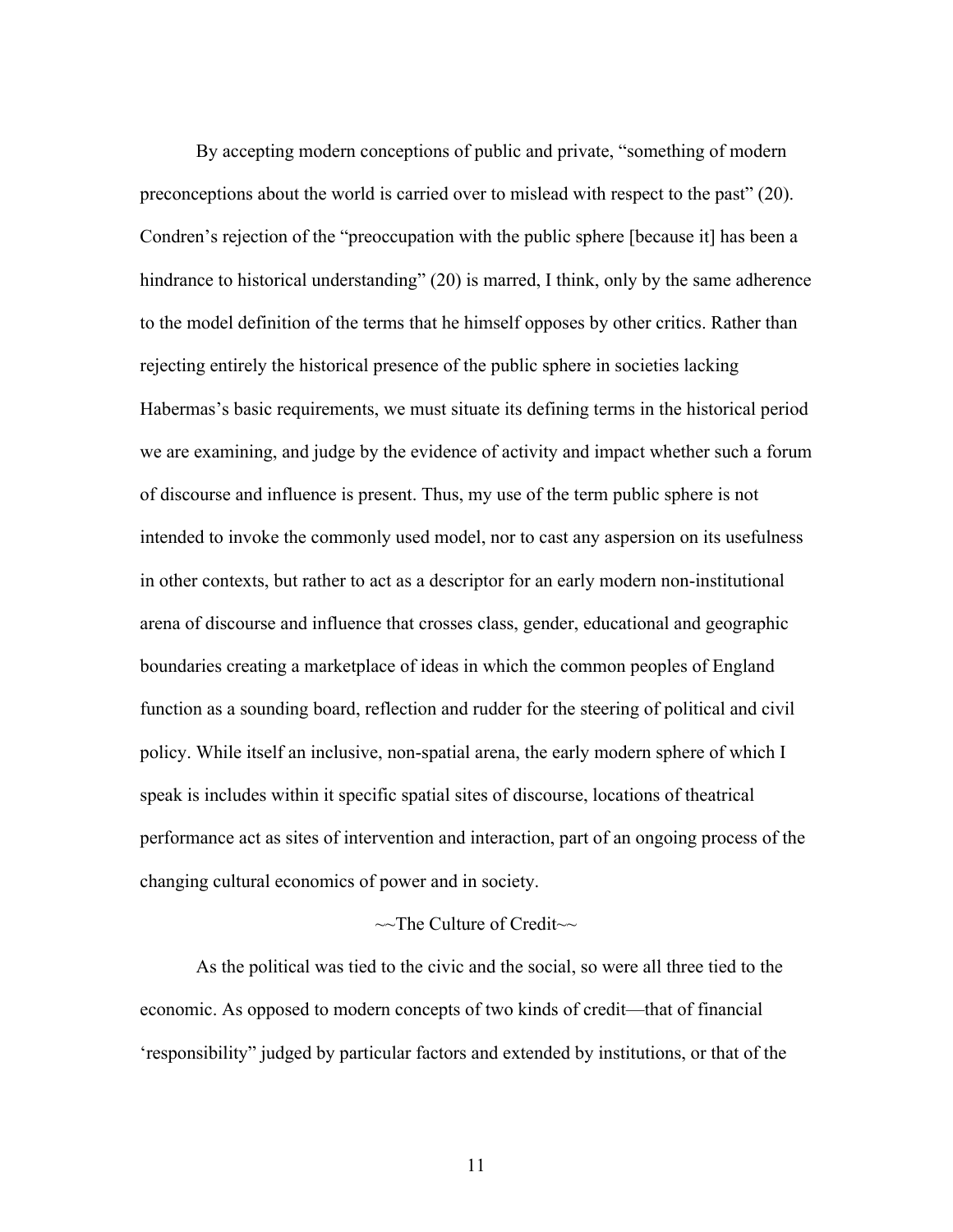By accepting modern conceptions of public and private, "something of modern preconceptions about the world is carried over to mislead with respect to the past" (20). Condren's rejection of the "preoccupation with the public sphere [because it] has been a hindrance to historical understanding" (20) is marred, I think, only by the same adherence to the model definition of the terms that he himself opposes by other critics. Rather than rejecting entirely the historical presence of the public sphere in societies lacking Habermas's basic requirements, we must situate its defining terms in the historical period we are examining, and judge by the evidence of activity and impact whether such a forum of discourse and influence is present. Thus, my use of the term public sphere is not intended to invoke the commonly used model, nor to cast any aspersion on its usefulness in other contexts, but rather to act as a descriptor for an early modern non-institutional arena of discourse and influence that crosses class, gender, educational and geographic boundaries creating a marketplace of ideas in which the common peoples of England function as a sounding board, reflection and rudder for the steering of political and civil policy. While itself an inclusive, non-spatial arena, the early modern sphere of which I speak is includes within it specific spatial sites of discourse, locations of theatrical performance act as sites of intervention and interaction, part of an ongoing process of the changing cultural economics of power and in society.

~~The Culture of Credit~~

As the political was tied to the civic and the social, so were all three tied to the economic. As opposed to modern concepts of two kinds of credit—that of financial 'responsibility" judged by particular factors and extended by institutions, or that of the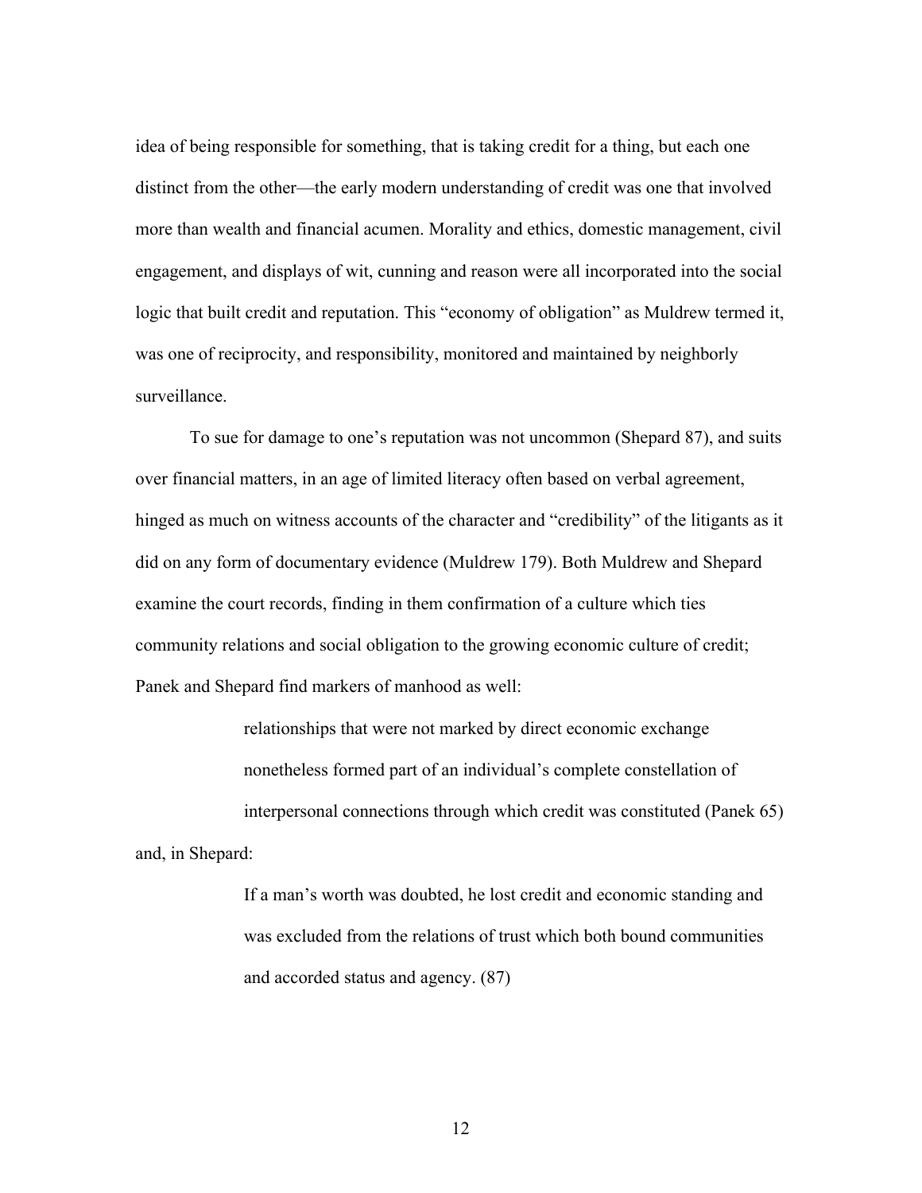idea of being responsible for something, that is taking credit for a thing, but each one distinct from the other—the early modern understanding of credit was one that involved more than wealth and financial acumen. Morality and ethics, domestic management, civil engagement, and displays of wit, cunning and reason were all incorporated into the social logic that built credit and reputation. This "economy of obligation" as Muldrew termed it, was one of reciprocity, and responsibility, monitored and maintained by neighborly surveillance.

To sue for damage to one's reputation was not uncommon (Shepard 87), and suits over financial matters, in an age of limited literacy often based on verbal agreement, hinged as much on witness accounts of the character and "credibility" of the litigants as it did on any form of documentary evidence (Muldrew 179). Both Muldrew and Shepard examine the court records, finding in them confirmation of a culture which ties community relations and social obligation to the growing economic culture of credit; Panek and Shepard find markers of manhood as well:

> relationships that were not marked by direct economic exchange nonetheless formed part of an individual's complete constellation of interpersonal connections through which credit was constituted (Panek 65)

and, in Shepard:

> If a man's worth was doubted, he lost credit and economic standing and was excluded from the relations of trust which both bound communities and accorded status and agency. (87)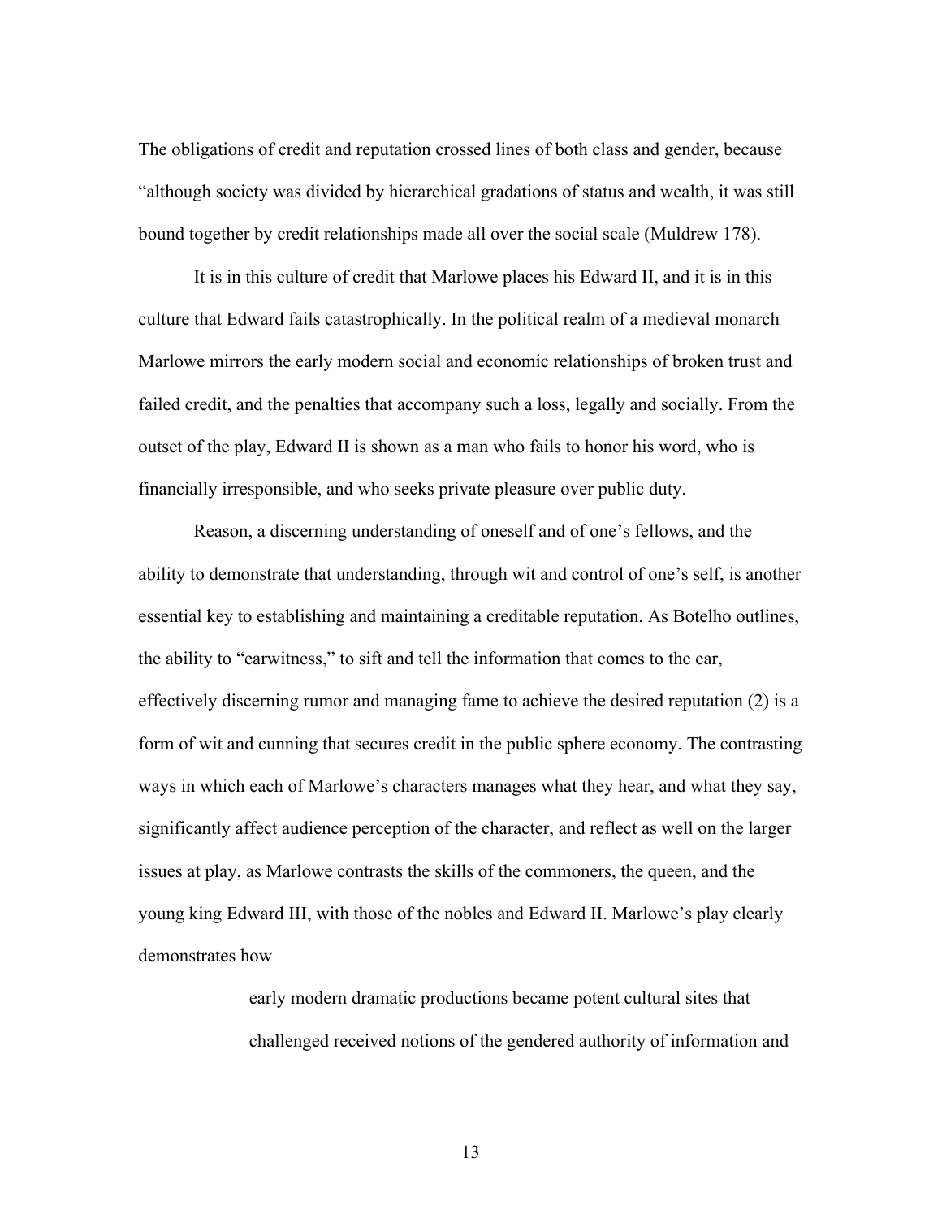The obligations of credit and reputation crossed lines of both class and gender, because "although society was divided by hierarchical gradations of status and wealth, it was still bound together by credit relationships made all over the social scale (Muldrew 178).

It is in this culture of credit that Marlowe places his Edward II, and it is in this culture that Edward fails catastrophically. In the political realm of a medieval monarch Marlowe mirrors the early modern social and economic relationships of broken trust and failed credit, and the penalties that accompany such a loss, legally and socially. From the outset of the play, Edward II is shown as a man who fails to honor his word, who is financially irresponsible, and who seeks private pleasure over public duty.

Reason, a discerning understanding of oneself and of one's fellows, and the ability to demonstrate that understanding, through wit and control of one's self, is another essential key to establishing and maintaining a creditable reputation. As Botelho outlines, the ability to "earwitness," to sift and tell the information that comes to the ear, effectively discerning rumor and managing fame to achieve the desired reputation (2) is a form of wit and cunning that secures credit in the public sphere economy. The contrasting ways in which each of Marlowe's characters manages what they hear, and what they say, significantly affect audience perception of the character, and reflect as well on the larger issues at play, as Marlowe contrasts the skills of the commoners, the queen, and the young king Edward III, with those of the nobles and Edward II. Marlowe's play clearly demonstrates how

> early modern dramatic productions became potent cultural sites that challenged received notions of the gendered authority of information and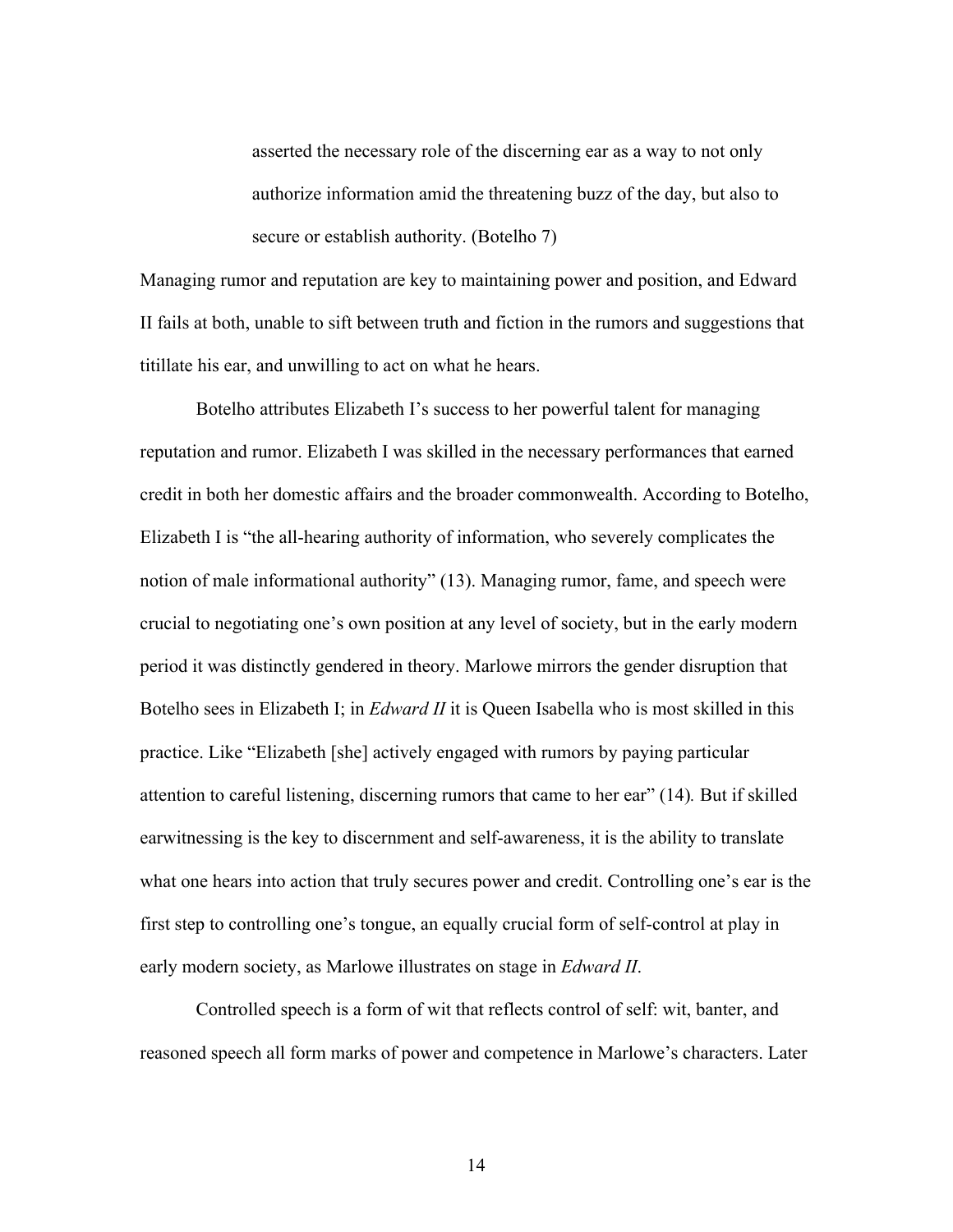> asserted the necessary role of the discerning ear as a way to not only authorize information amid the threatening buzz of the day, but also to secure or establish authority. (Botelho 7)

Managing rumor and reputation are key to maintaining power and position, and Edward II fails at both, unable to sift between truth and fiction in the rumors and suggestions that titillate his ear, and unwilling to act on what he hears.

Botelho attributes Elizabeth I's success to her powerful talent for managing reputation and rumor. Elizabeth I was skilled in the necessary performances that earned credit in both her domestic affairs and the broader commonwealth. According to Botelho, Elizabeth I is "the all-hearing authority of information, who severely complicates the notion of male informational authority" (13). Managing rumor, fame, and speech were crucial to negotiating one's own position at any level of society, but in the early modern period it was distinctly gendered in theory. Marlowe mirrors the gender disruption that Botelho sees in Elizabeth I; in *Edward II* it is Queen Isabella who is most skilled in this practice. Like "Elizabeth [she] actively engaged with rumors by paying particular attention to careful listening, discerning rumors that came to her ear" (14). But if skilled earwitnessing is the key to discernment and self-awareness, it is the ability to translate what one hears into action that truly secures power and credit. Controlling one's ear is the first step to controlling one's tongue, an equally crucial form of self-control at play in early modern society, as Marlowe illustrates on stage in *Edward II*.

Controlled speech is a form of wit that reflects control of self: wit, banter, and reasoned speech all form marks of power and competence in Marlowe's characters. Later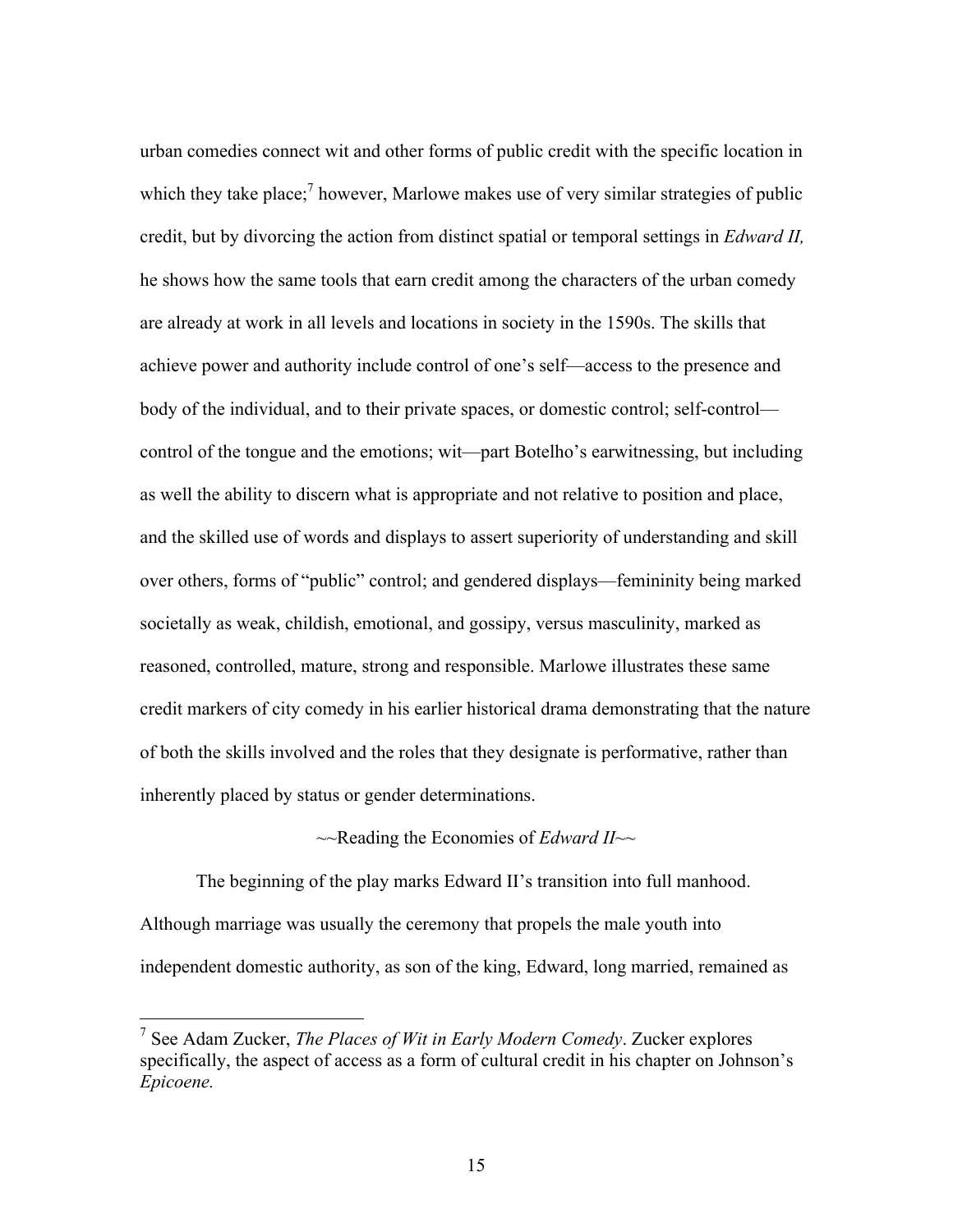urban comedies connect wit and other forms of public credit with the specific location in which they take place;[7] however, Marlowe makes use of very similar strategies of public credit, but by divorcing the action from distinct spatial or temporal settings in *Edward II,* he shows how the same tools that earn credit among the characters of the urban comedy are already at work in all levels and locations in society in the 1590s. The skills that achieve power and authority include control of one's self—access to the presence and body of the individual, and to their private spaces, or domestic control; self-control—control of the tongue and the emotions; wit—part Botelho's earwitnessing, but including as well the ability to discern what is appropriate and not relative to position and place, and the skilled use of words and displays to assert superiority of understanding and skill over others, forms of "public" control; and gendered displays—femininity being marked societally as weak, childish, emotional, and gossipy, versus masculinity, marked as reasoned, controlled, mature, strong and responsible. Marlowe illustrates these same credit markers of city comedy in his earlier historical drama demonstrating that the nature of both the skills involved and the roles that they designate is performative, rather than inherently placed by status or gender determinations.

~~Reading the Economies of *Edward II*~~

The beginning of the play marks Edward II's transition into full manhood. Although marriage was usually the ceremony that propels the male youth into independent domestic authority, as son of the king, Edward, long married, remained as

---

[7] See Adam Zucker, *The Places of Wit in Early Modern Comedy*. Zucker explores specifically, the aspect of access as a form of cultural credit in his chapter on Johnson's *Epicoene.*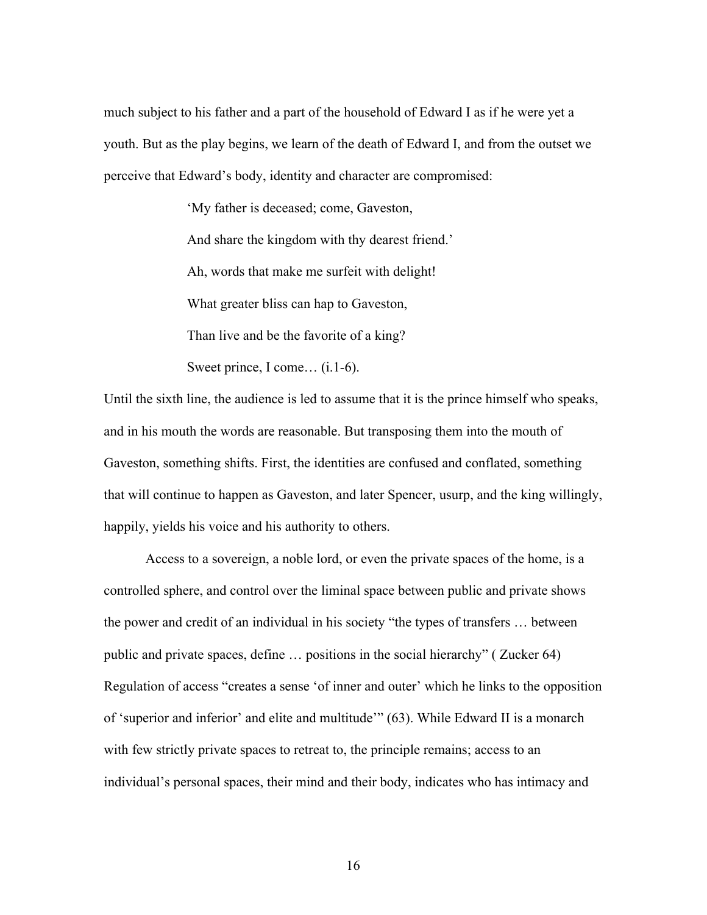much subject to his father and a part of the household of Edward I as if he were yet a youth. But as the play begins, we learn of the death of Edward I, and from the outset we perceive that Edward's body, identity and character are compromised:

> 'My father is deceased; come, Gaveston,
>
> And share the kingdom with thy dearest friend.'
>
> Ah, words that make me surfeit with delight!
>
> What greater bliss can hap to Gaveston,
>
> Than live and be the favorite of a king?
>
> Sweet prince, I come… (i.1-6).

Until the sixth line, the audience is led to assume that it is the prince himself who speaks, and in his mouth the words are reasonable. But transposing them into the mouth of Gaveston, something shifts. First, the identities are confused and conflated, something that will continue to happen as Gaveston, and later Spencer, usurp, and the king willingly, happily, yields his voice and his authority to others.

Access to a sovereign, a noble lord, or even the private spaces of the home, is a controlled sphere, and control over the liminal space between public and private shows the power and credit of an individual in his society "the types of transfers … between public and private spaces, define … positions in the social hierarchy" ( Zucker 64) Regulation of access "creates a sense 'of inner and outer' which he links to the opposition of 'superior and inferior' and elite and multitude'" (63). While Edward II is a monarch with few strictly private spaces to retreat to, the principle remains; access to an individual's personal spaces, their mind and their body, indicates who has intimacy and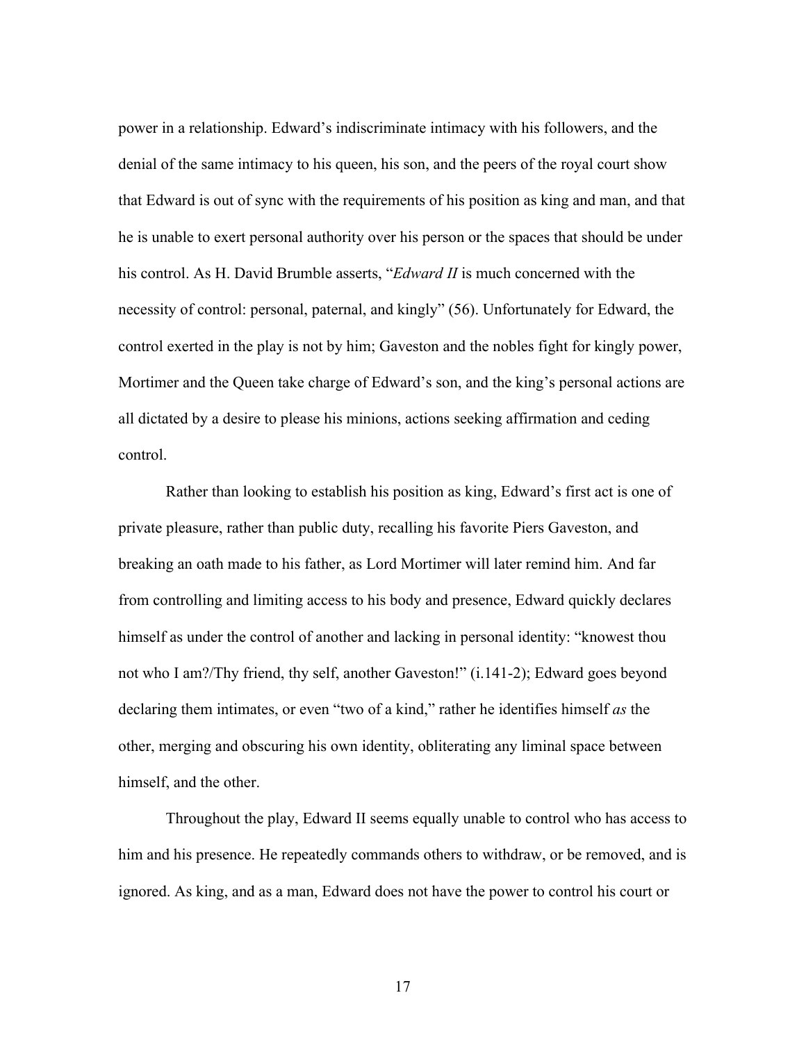power in a relationship. Edward's indiscriminate intimacy with his followers, and the denial of the same intimacy to his queen, his son, and the peers of the royal court show that Edward is out of sync with the requirements of his position as king and man, and that he is unable to exert personal authority over his person or the spaces that should be under his control. As H. David Brumble asserts, "*Edward II* is much concerned with the necessity of control: personal, paternal, and kingly" (56). Unfortunately for Edward, the control exerted in the play is not by him; Gaveston and the nobles fight for kingly power, Mortimer and the Queen take charge of Edward's son, and the king's personal actions are all dictated by a desire to please his minions, actions seeking affirmation and ceding control.

Rather than looking to establish his position as king, Edward's first act is one of private pleasure, rather than public duty, recalling his favorite Piers Gaveston, and breaking an oath made to his father, as Lord Mortimer will later remind him. And far from controlling and limiting access to his body and presence, Edward quickly declares himself as under the control of another and lacking in personal identity: "knowest thou not who I am?/Thy friend, thy self, another Gaveston!" (i.141-2); Edward goes beyond declaring them intimates, or even "two of a kind," rather he identifies himself *as* the other, merging and obscuring his own identity, obliterating any liminal space between himself, and the other.

Throughout the play, Edward II seems equally unable to control who has access to him and his presence. He repeatedly commands others to withdraw, or be removed, and is ignored. As king, and as a man, Edward does not have the power to control his court or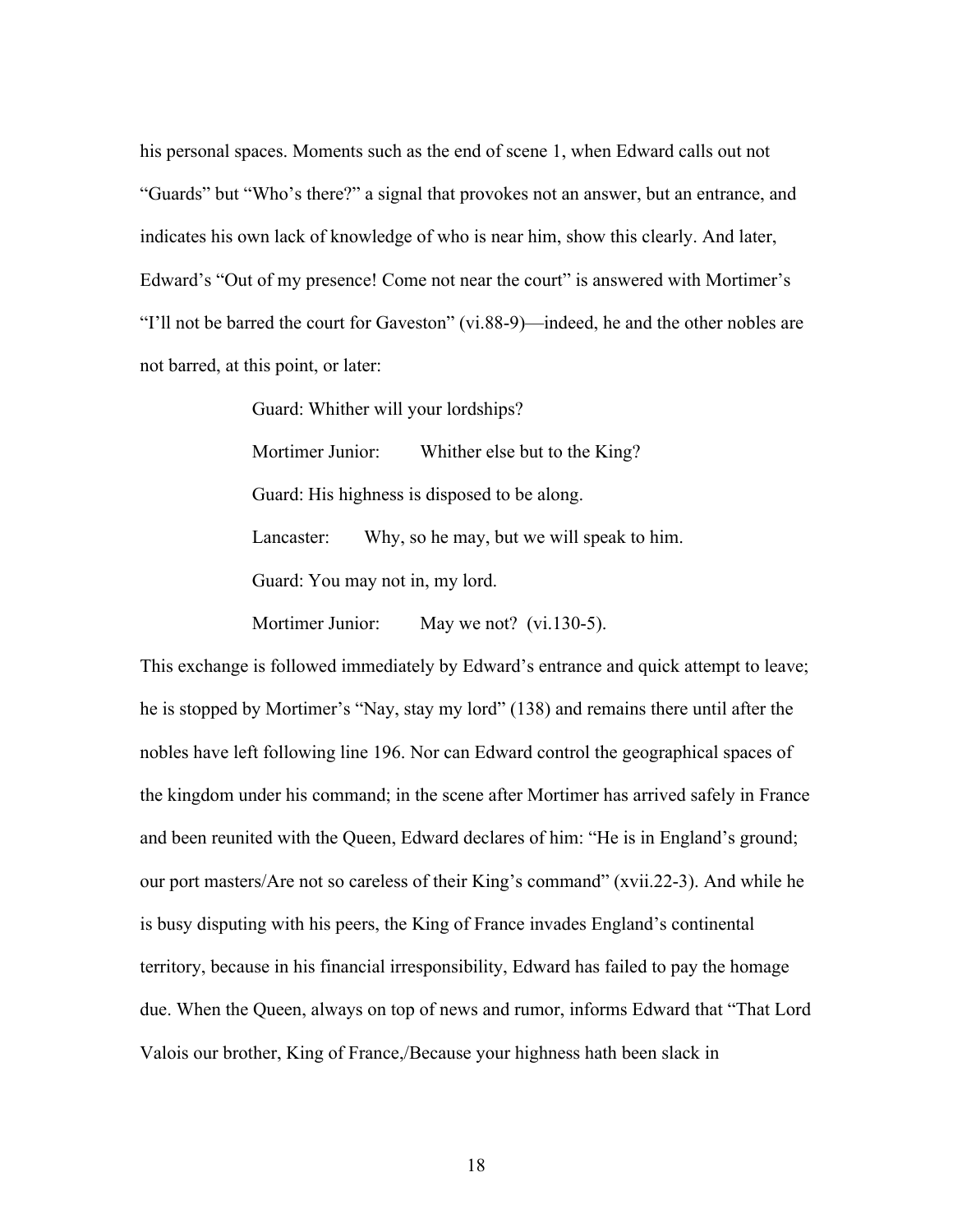his personal spaces. Moments such as the end of scene 1, when Edward calls out not "Guards" but "Who's there?" a signal that provokes not an answer, but an entrance, and indicates his own lack of knowledge of who is near him, show this clearly. And later, Edward's "Out of my presence! Come not near the court" is answered with Mortimer's "I'll not be barred the court for Gaveston" (vi.88-9)—indeed, he and the other nobles are not barred, at this point, or later:

> Guard: Whither will your lordships?
>
> Mortimer Junior: Whither else but to the King?
>
> Guard: His highness is disposed to be along.
>
> Lancaster: Why, so he may, but we will speak to him.
>
> Guard: You may not in, my lord.
>
> Mortimer Junior: May we not? (vi.130-5).

This exchange is followed immediately by Edward's entrance and quick attempt to leave; he is stopped by Mortimer's "Nay, stay my lord" (138) and remains there until after the nobles have left following line 196. Nor can Edward control the geographical spaces of the kingdom under his command; in the scene after Mortimer has arrived safely in France and been reunited with the Queen, Edward declares of him: "He is in England's ground; our port masters/Are not so careless of their King's command" (xvii.22-3). And while he is busy disputing with his peers, the King of France invades England's continental territory, because in his financial irresponsibility, Edward has failed to pay the homage due. When the Queen, always on top of news and rumor, informs Edward that "That Lord Valois our brother, King of France,/Because your highness hath been slack in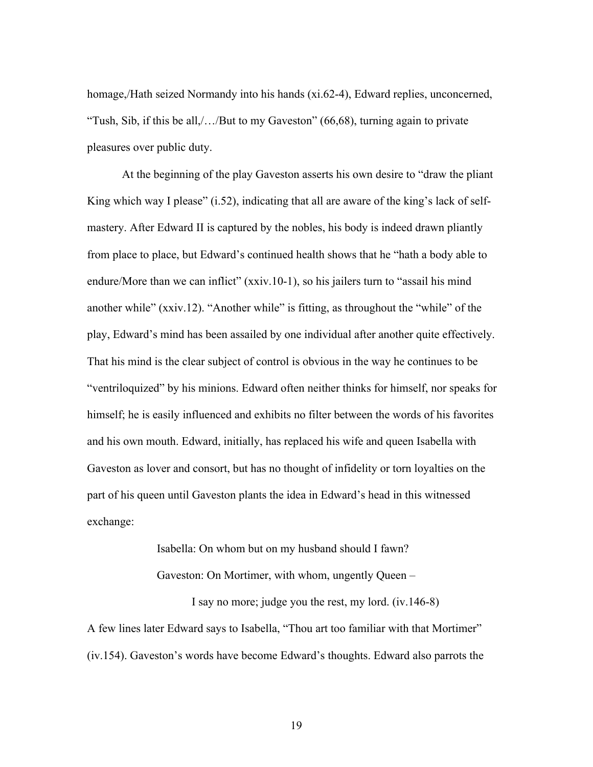homage,/Hath seized Normandy into his hands (xi.62-4), Edward replies, unconcerned, "Tush, Sib, if this be all,/…/But to my Gaveston" (66,68), turning again to private pleasures over public duty.

At the beginning of the play Gaveston asserts his own desire to "draw the pliant King which way I please" (i.52), indicating that all are aware of the king's lack of self-mastery. After Edward II is captured by the nobles, his body is indeed drawn pliantly from place to place, but Edward's continued health shows that he "hath a body able to endure/More than we can inflict" (xxiv.10-1), so his jailers turn to "assail his mind another while" (xxiv.12). "Another while" is fitting, as throughout the "while" of the play, Edward's mind has been assailed by one individual after another quite effectively. That his mind is the clear subject of control is obvious in the way he continues to be "ventriloquized" by his minions. Edward often neither thinks for himself, nor speaks for himself; he is easily influenced and exhibits no filter between the words of his favorites and his own mouth. Edward, initially, has replaced his wife and queen Isabella with Gaveston as lover and consort, but has no thought of infidelity or torn loyalties on the part of his queen until Gaveston plants the idea in Edward's head in this witnessed exchange:

> Isabella: On whom but on my husband should I fawn?
>
> Gaveston: On Mortimer, with whom, ungently Queen –
>
> I say no more; judge you the rest, my lord. (iv.146-8)

A few lines later Edward says to Isabella, "Thou art too familiar with that Mortimer" (iv.154). Gaveston's words have become Edward's thoughts. Edward also parrots the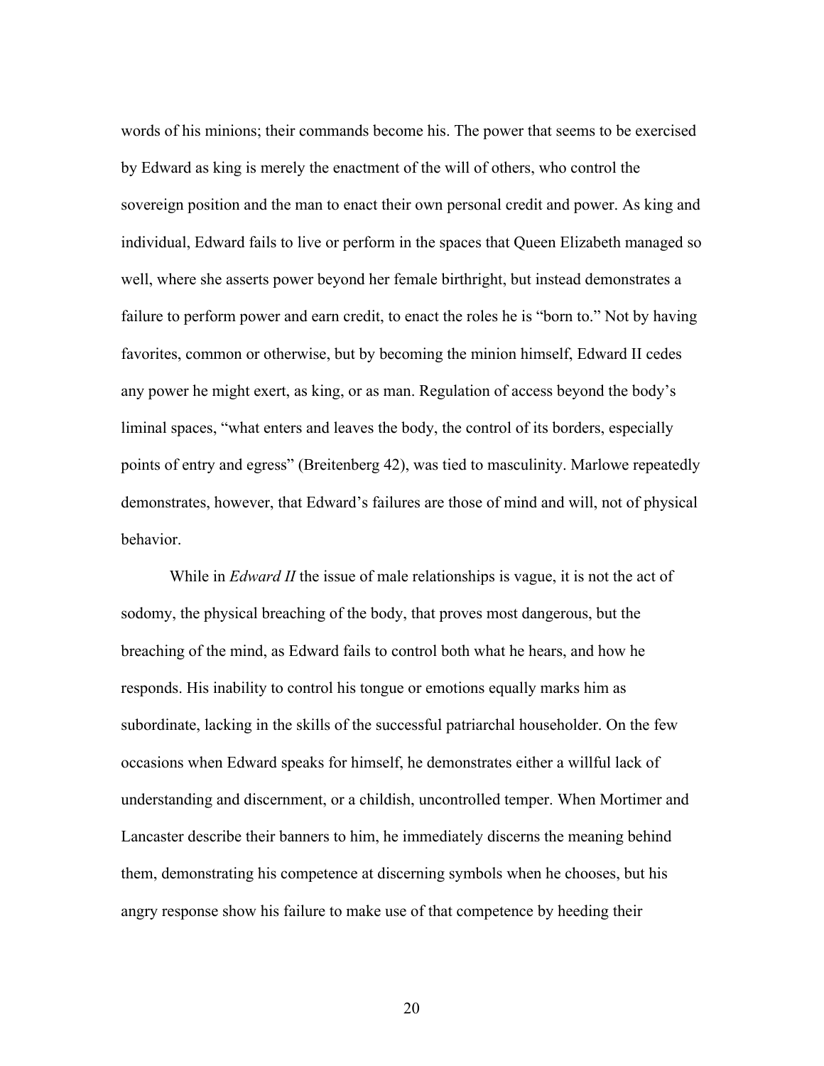words of his minions; their commands become his. The power that seems to be exercised by Edward as king is merely the enactment of the will of others, who control the sovereign position and the man to enact their own personal credit and power. As king and individual, Edward fails to live or perform in the spaces that Queen Elizabeth managed so well, where she asserts power beyond her female birthright, but instead demonstrates a failure to perform power and earn credit, to enact the roles he is "born to." Not by having favorites, common or otherwise, but by becoming the minion himself, Edward II cedes any power he might exert, as king, or as man. Regulation of access beyond the body's liminal spaces, "what enters and leaves the body, the control of its borders, especially points of entry and egress" (Breitenberg 42), was tied to masculinity. Marlowe repeatedly demonstrates, however, that Edward's failures are those of mind and will, not of physical behavior.

While in *Edward II* the issue of male relationships is vague, it is not the act of sodomy, the physical breaching of the body, that proves most dangerous, but the breaching of the mind, as Edward fails to control both what he hears, and how he responds. His inability to control his tongue or emotions equally marks him as subordinate, lacking in the skills of the successful patriarchal householder. On the few occasions when Edward speaks for himself, he demonstrates either a willful lack of understanding and discernment, or a childish, uncontrolled temper. When Mortimer and Lancaster describe their banners to him, he immediately discerns the meaning behind them, demonstrating his competence at discerning symbols when he chooses, but his angry response show his failure to make use of that competence by heeding their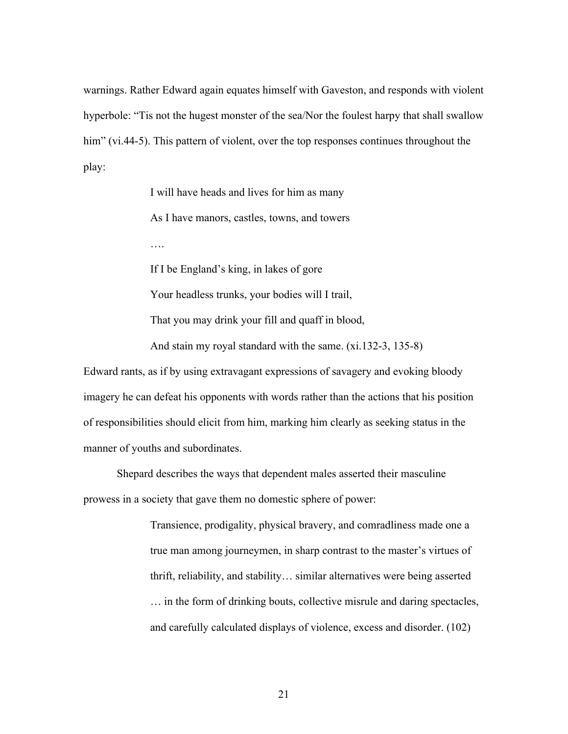warnings. Rather Edward again equates himself with Gaveston, and responds with violent hyperbole: “Tis not the hugest monster of the sea/Nor the foulest harpy that shall swallow him” (vi.44-5). This pattern of violent, over the top responses continues throughout the play:

> I will have heads and lives for him as many
>
> As I have manors, castles, towns, and towers
>
> ….
>
> If I be England’s king, in lakes of gore
>
> Your headless trunks, your bodies will I trail,
>
> That you may drink your fill and quaff in blood,
>
> And stain my royal standard with the same. (xi.132-3, 135-8)

Edward rants, as if by using extravagant expressions of savagery and evoking bloody imagery he can defeat his opponents with words rather than the actions that his position of responsibilities should elicit from him, marking him clearly as seeking status in the manner of youths and subordinates.

Shepard describes the ways that dependent males asserted their masculine prowess in a society that gave them no domestic sphere of power:

> Transience, prodigality, physical bravery, and comradliness made one a true man among journeymen, in sharp contrast to the master’s virtues of thrift, reliability, and stability… similar alternatives were being asserted … in the form of drinking bouts, collective misrule and daring spectacles, and carefully calculated displays of violence, excess and disorder. (102)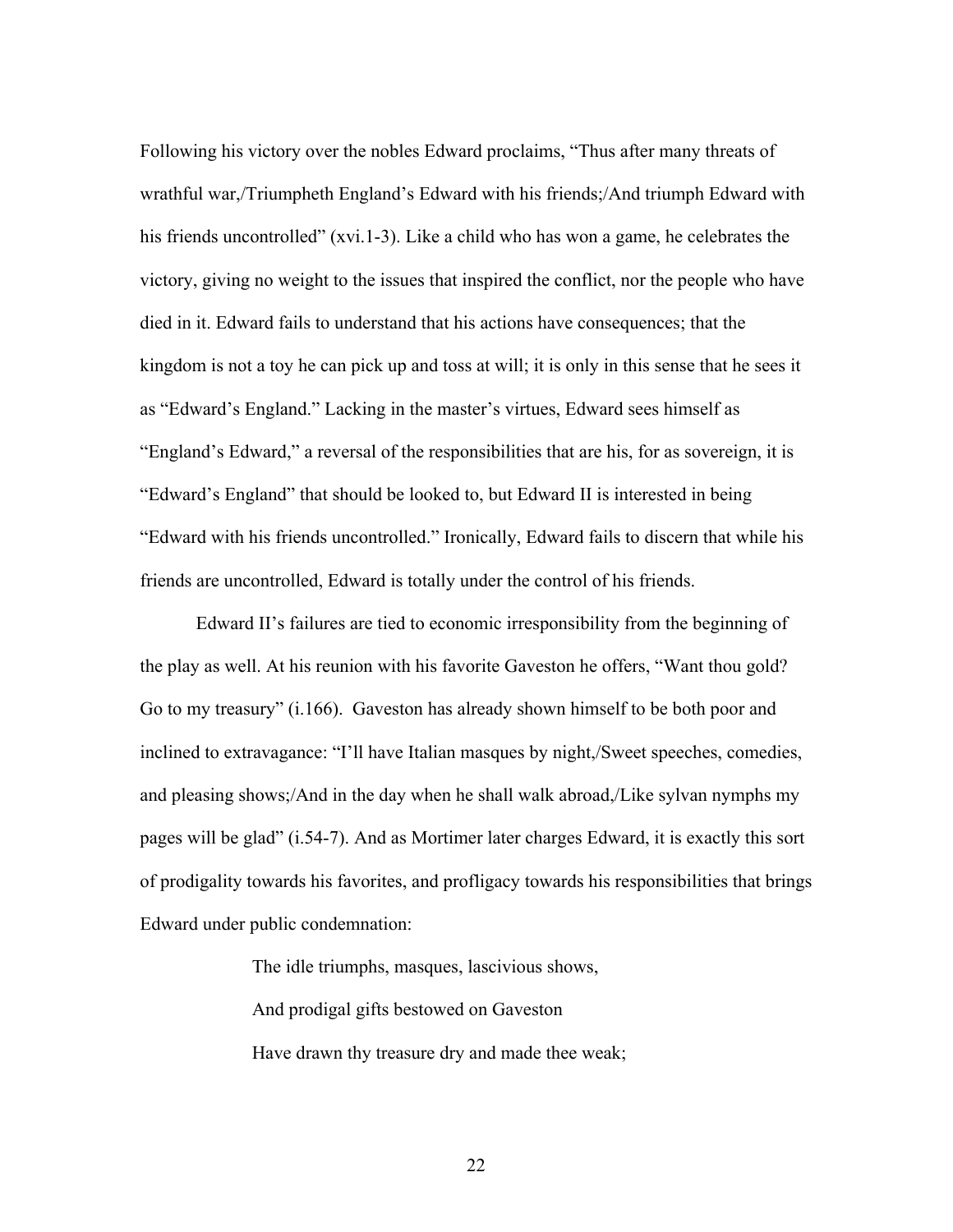Following his victory over the nobles Edward proclaims, "Thus after many threats of wrathful war,/Triumpheth England's Edward with his friends;/And triumph Edward with his friends uncontrolled" (xvi.1-3). Like a child who has won a game, he celebrates the victory, giving no weight to the issues that inspired the conflict, nor the people who have died in it. Edward fails to understand that his actions have consequences; that the kingdom is not a toy he can pick up and toss at will; it is only in this sense that he sees it as "Edward's England." Lacking in the master's virtues, Edward sees himself as "England's Edward," a reversal of the responsibilities that are his, for as sovereign, it is "Edward's England" that should be looked to, but Edward II is interested in being "Edward with his friends uncontrolled." Ironically, Edward fails to discern that while his friends are uncontrolled, Edward is totally under the control of his friends.

Edward II's failures are tied to economic irresponsibility from the beginning of the play as well. At his reunion with his favorite Gaveston he offers, "Want thou gold? Go to my treasury" (i.166). Gaveston has already shown himself to be both poor and inclined to extravagance: "I'll have Italian masques by night,/Sweet speeches, comedies, and pleasing shows;/And in the day when he shall walk abroad,/Like sylvan nymphs my pages will be glad" (i.54-7). And as Mortimer later charges Edward, it is exactly this sort of prodigality towards his favorites, and profligacy towards his responsibilities that brings Edward under public condemnation:

> The idle triumphs, masques, lascivious shows,
> And prodigal gifts bestowed on Gaveston
> Have drawn thy treasure dry and made thee weak;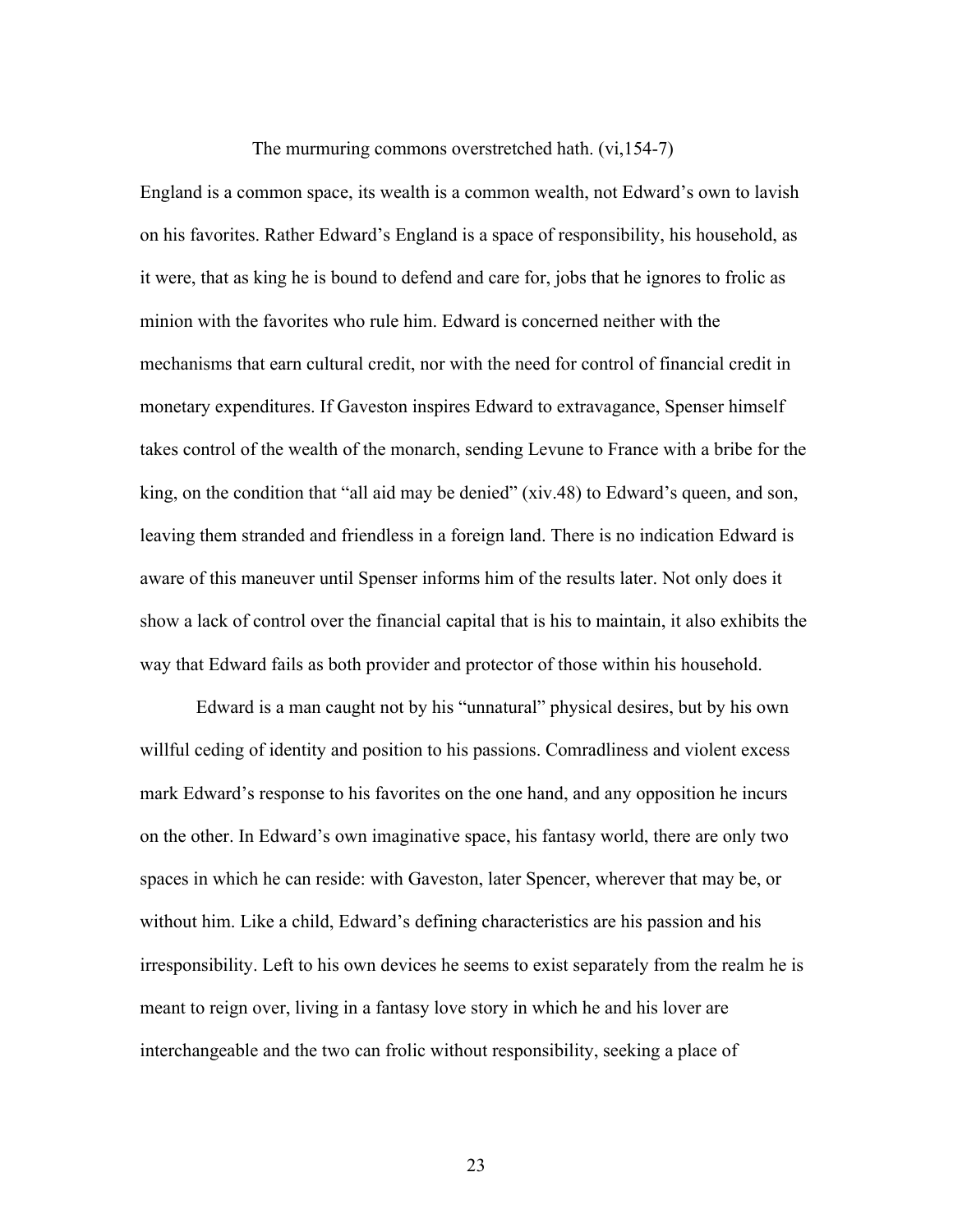The murmuring commons overstretched hath. (vi,154-7)

England is a common space, its wealth is a common wealth, not Edward's own to lavish on his favorites. Rather Edward's England is a space of responsibility, his household, as it were, that as king he is bound to defend and care for, jobs that he ignores to frolic as minion with the favorites who rule him. Edward is concerned neither with the mechanisms that earn cultural credit, nor with the need for control of financial credit in monetary expenditures. If Gaveston inspires Edward to extravagance, Spenser himself takes control of the wealth of the monarch, sending Levune to France with a bribe for the king, on the condition that "all aid may be denied" (xiv.48) to Edward's queen, and son, leaving them stranded and friendless in a foreign land. There is no indication Edward is aware of this maneuver until Spenser informs him of the results later. Not only does it show a lack of control over the financial capital that is his to maintain, it also exhibits the way that Edward fails as both provider and protector of those within his household.

Edward is a man caught not by his "unnatural" physical desires, but by his own willful ceding of identity and position to his passions. Comradliness and violent excess mark Edward's response to his favorites on the one hand, and any opposition he incurs on the other. In Edward's own imaginative space, his fantasy world, there are only two spaces in which he can reside: with Gaveston, later Spencer, wherever that may be, or without him. Like a child, Edward's defining characteristics are his passion and his irresponsibility. Left to his own devices he seems to exist separately from the realm he is meant to reign over, living in a fantasy love story in which he and his lover are interchangeable and the two can frolic without responsibility, seeking a place of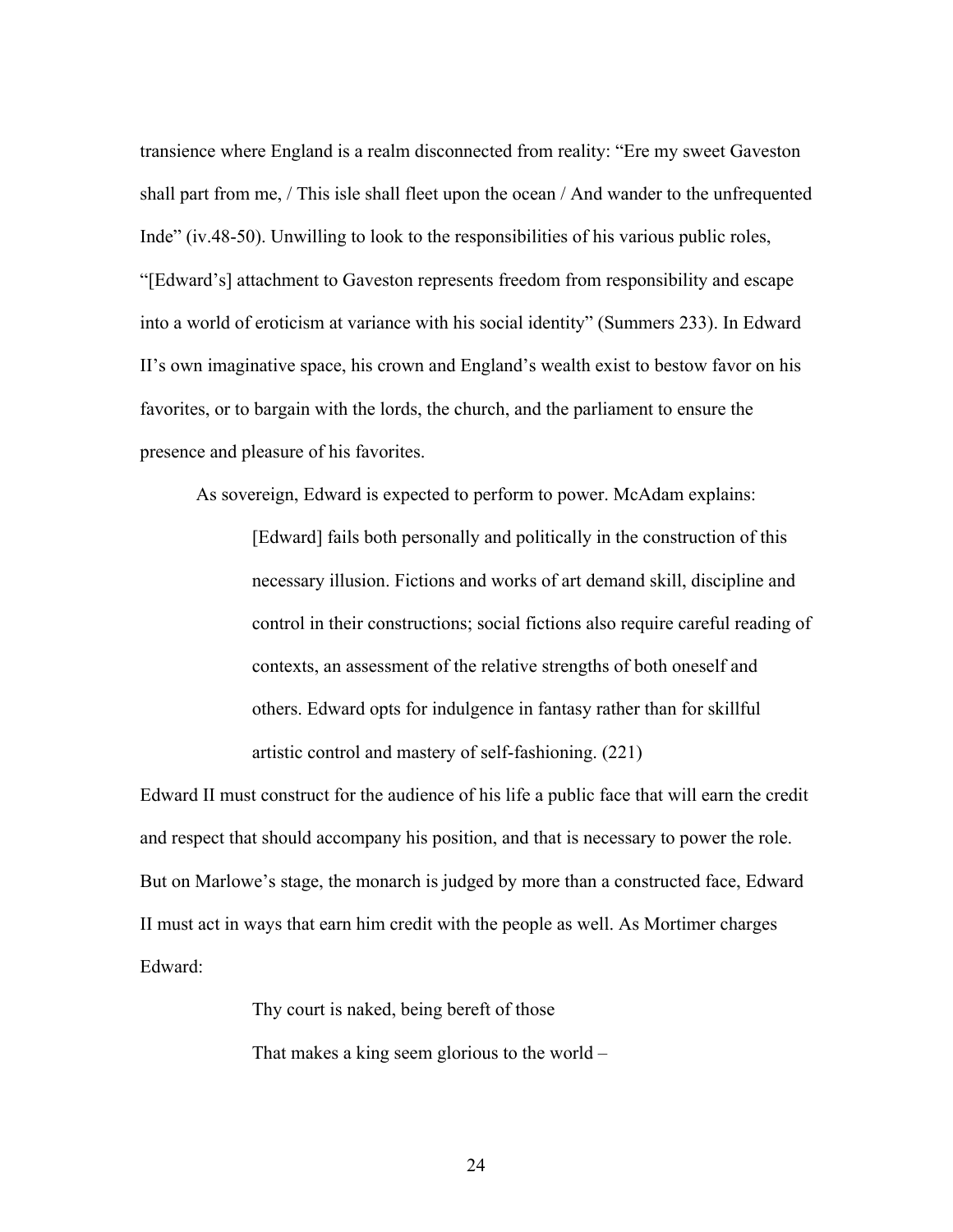transience where England is a realm disconnected from reality: "Ere my sweet Gaveston shall part from me, / This isle shall fleet upon the ocean / And wander to the unfrequented Inde" (iv.48-50). Unwilling to look to the responsibilities of his various public roles, "[Edward's] attachment to Gaveston represents freedom from responsibility and escape into a world of eroticism at variance with his social identity" (Summers 233). In Edward II's own imaginative space, his crown and England's wealth exist to bestow favor on his favorites, or to bargain with the lords, the church, and the parliament to ensure the presence and pleasure of his favorites.

As sovereign, Edward is expected to perform to power. McAdam explains:

> [Edward] fails both personally and politically in the construction of this necessary illusion. Fictions and works of art demand skill, discipline and control in their constructions; social fictions also require careful reading of contexts, an assessment of the relative strengths of both oneself and others. Edward opts for indulgence in fantasy rather than for skillful artistic control and mastery of self-fashioning. (221)

Edward II must construct for the audience of his life a public face that will earn the credit and respect that should accompany his position, and that is necessary to power the role. But on Marlowe's stage, the monarch is judged by more than a constructed face, Edward II must act in ways that earn him credit with the people as well. As Mortimer charges Edward:

> Thy court is naked, being bereft of those
>
> That makes a king seem glorious to the world –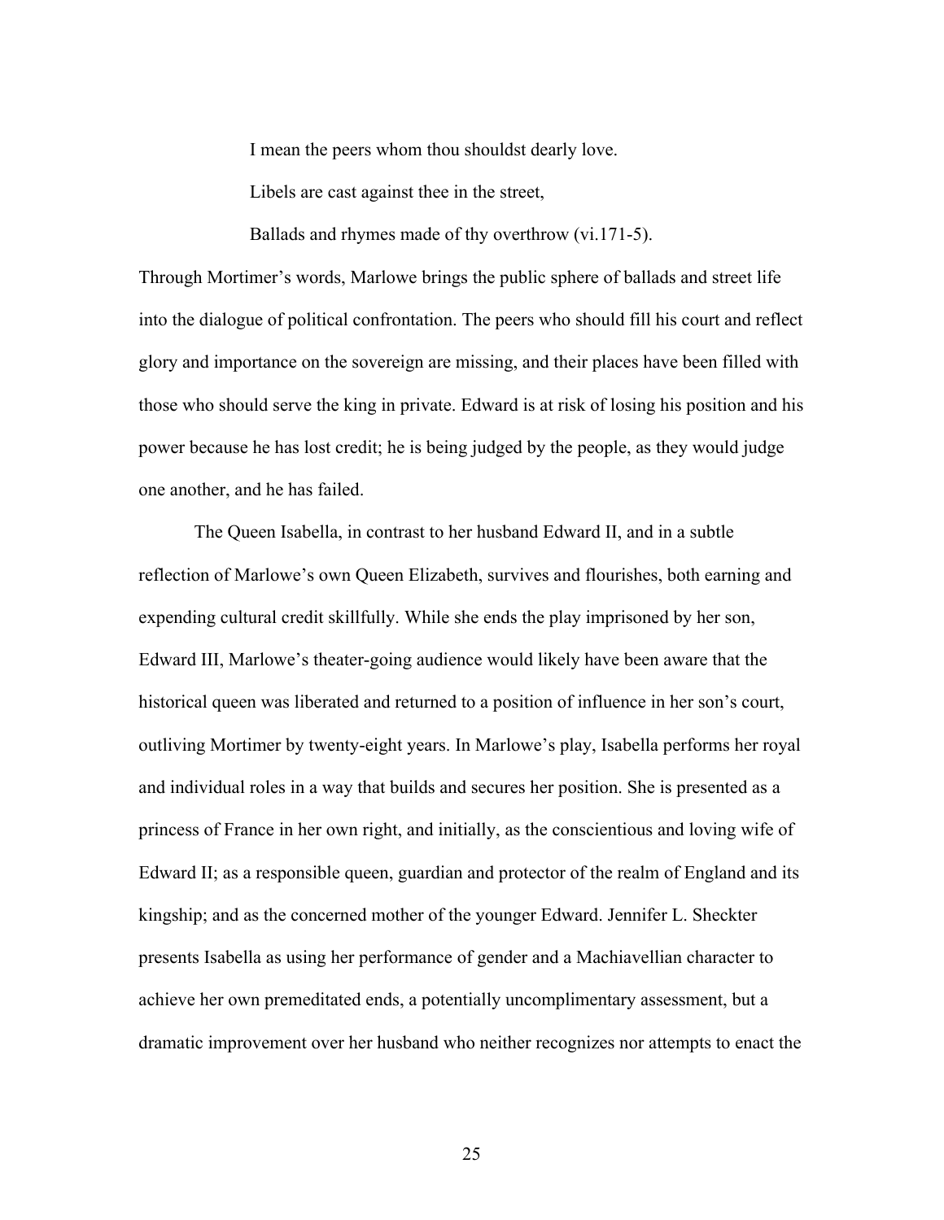> I mean the peers whom thou shouldst dearly love.
>
> Libels are cast against thee in the street,
>
> Ballads and rhymes made of thy overthrow (vi.171-5).

Through Mortimer's words, Marlowe brings the public sphere of ballads and street life into the dialogue of political confrontation. The peers who should fill his court and reflect glory and importance on the sovereign are missing, and their places have been filled with those who should serve the king in private. Edward is at risk of losing his position and his power because he has lost credit; he is being judged by the people, as they would judge one another, and he has failed.

The Queen Isabella, in contrast to her husband Edward II, and in a subtle reflection of Marlowe's own Queen Elizabeth, survives and flourishes, both earning and expending cultural credit skillfully. While she ends the play imprisoned by her son, Edward III, Marlowe's theater-going audience would likely have been aware that the historical queen was liberated and returned to a position of influence in her son's court, outliving Mortimer by twenty-eight years. In Marlowe's play, Isabella performs her royal and individual roles in a way that builds and secures her position. She is presented as a princess of France in her own right, and initially, as the conscientious and loving wife of Edward II; as a responsible queen, guardian and protector of the realm of England and its kingship; and as the concerned mother of the younger Edward. Jennifer L. Sheckter presents Isabella as using her performance of gender and a Machiavellian character to achieve her own premeditated ends, a potentially uncomplimentary assessment, but a dramatic improvement over her husband who neither recognizes nor attempts to enact the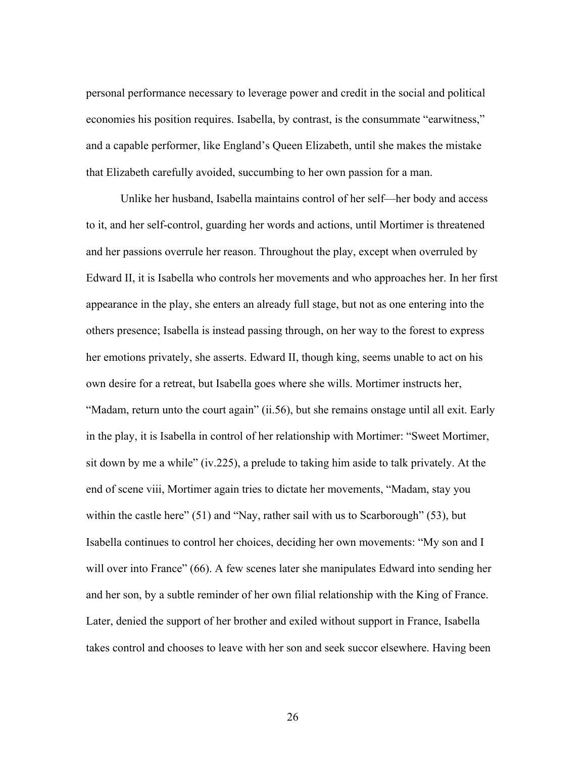personal performance necessary to leverage power and credit in the social and political economies his position requires. Isabella, by contrast, is the consummate "earwitness," and a capable performer, like England's Queen Elizabeth, until she makes the mistake that Elizabeth carefully avoided, succumbing to her own passion for a man.

Unlike her husband, Isabella maintains control of her self—her body and access to it, and her self-control, guarding her words and actions, until Mortimer is threatened and her passions overrule her reason. Throughout the play, except when overruled by Edward II, it is Isabella who controls her movements and who approaches her. In her first appearance in the play, she enters an already full stage, but not as one entering into the others presence; Isabella is instead passing through, on her way to the forest to express her emotions privately, she asserts. Edward II, though king, seems unable to act on his own desire for a retreat, but Isabella goes where she wills. Mortimer instructs her, "Madam, return unto the court again" (ii.56), but she remains onstage until all exit. Early in the play, it is Isabella in control of her relationship with Mortimer: "Sweet Mortimer, sit down by me a while" (iv.225), a prelude to taking him aside to talk privately. At the end of scene viii, Mortimer again tries to dictate her movements, "Madam, stay you within the castle here" (51) and "Nay, rather sail with us to Scarborough" (53), but Isabella continues to control her choices, deciding her own movements: "My son and I will over into France" (66). A few scenes later she manipulates Edward into sending her and her son, by a subtle reminder of her own filial relationship with the King of France. Later, denied the support of her brother and exiled without support in France, Isabella takes control and chooses to leave with her son and seek succor elsewhere. Having been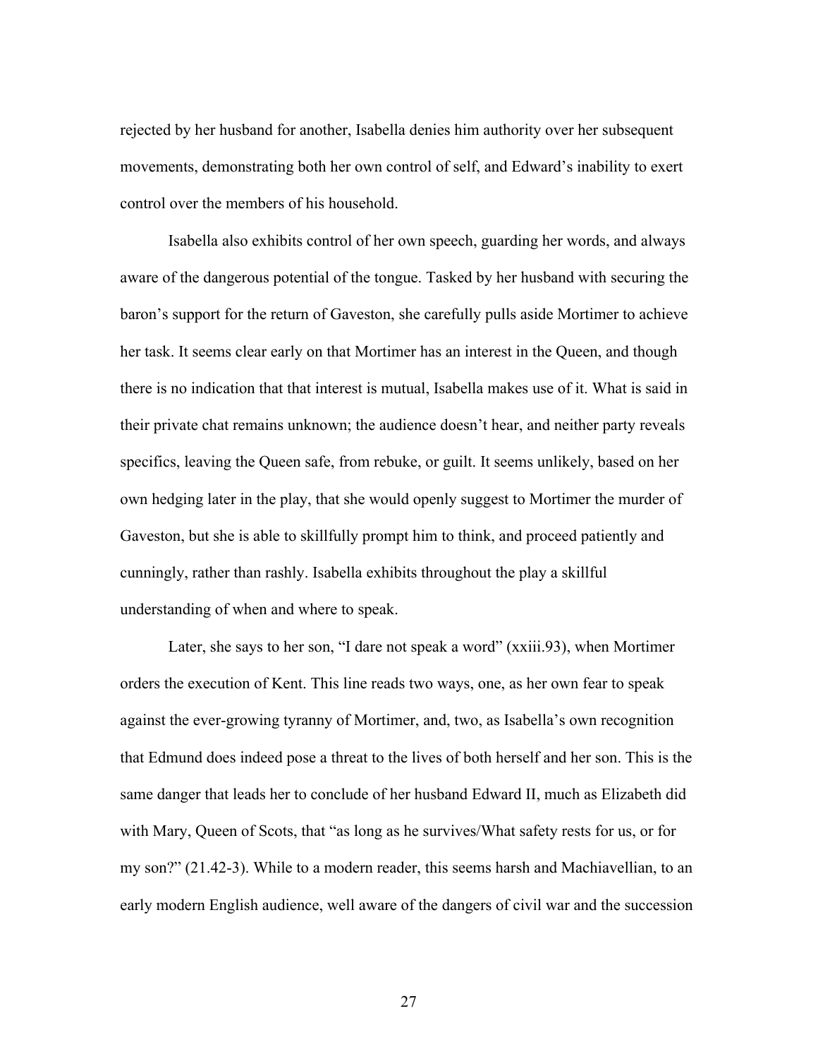rejected by her husband for another, Isabella denies him authority over her subsequent movements, demonstrating both her own control of self, and Edward's inability to exert control over the members of his household.

Isabella also exhibits control of her own speech, guarding her words, and always aware of the dangerous potential of the tongue. Tasked by her husband with securing the baron's support for the return of Gaveston, she carefully pulls aside Mortimer to achieve her task. It seems clear early on that Mortimer has an interest in the Queen, and though there is no indication that that interest is mutual, Isabella makes use of it. What is said in their private chat remains unknown; the audience doesn't hear, and neither party reveals specifics, leaving the Queen safe, from rebuke, or guilt. It seems unlikely, based on her own hedging later in the play, that she would openly suggest to Mortimer the murder of Gaveston, but she is able to skillfully prompt him to think, and proceed patiently and cunningly, rather than rashly. Isabella exhibits throughout the play a skillful understanding of when and where to speak.

Later, she says to her son, "I dare not speak a word" (xxiii.93), when Mortimer orders the execution of Kent. This line reads two ways, one, as her own fear to speak against the ever-growing tyranny of Mortimer, and, two, as Isabella's own recognition that Edmund does indeed pose a threat to the lives of both herself and her son. This is the same danger that leads her to conclude of her husband Edward II, much as Elizabeth did with Mary, Queen of Scots, that "as long as he survives/What safety rests for us, or for my son?" (21.42-3). While to a modern reader, this seems harsh and Machiavellian, to an early modern English audience, well aware of the dangers of civil war and the succession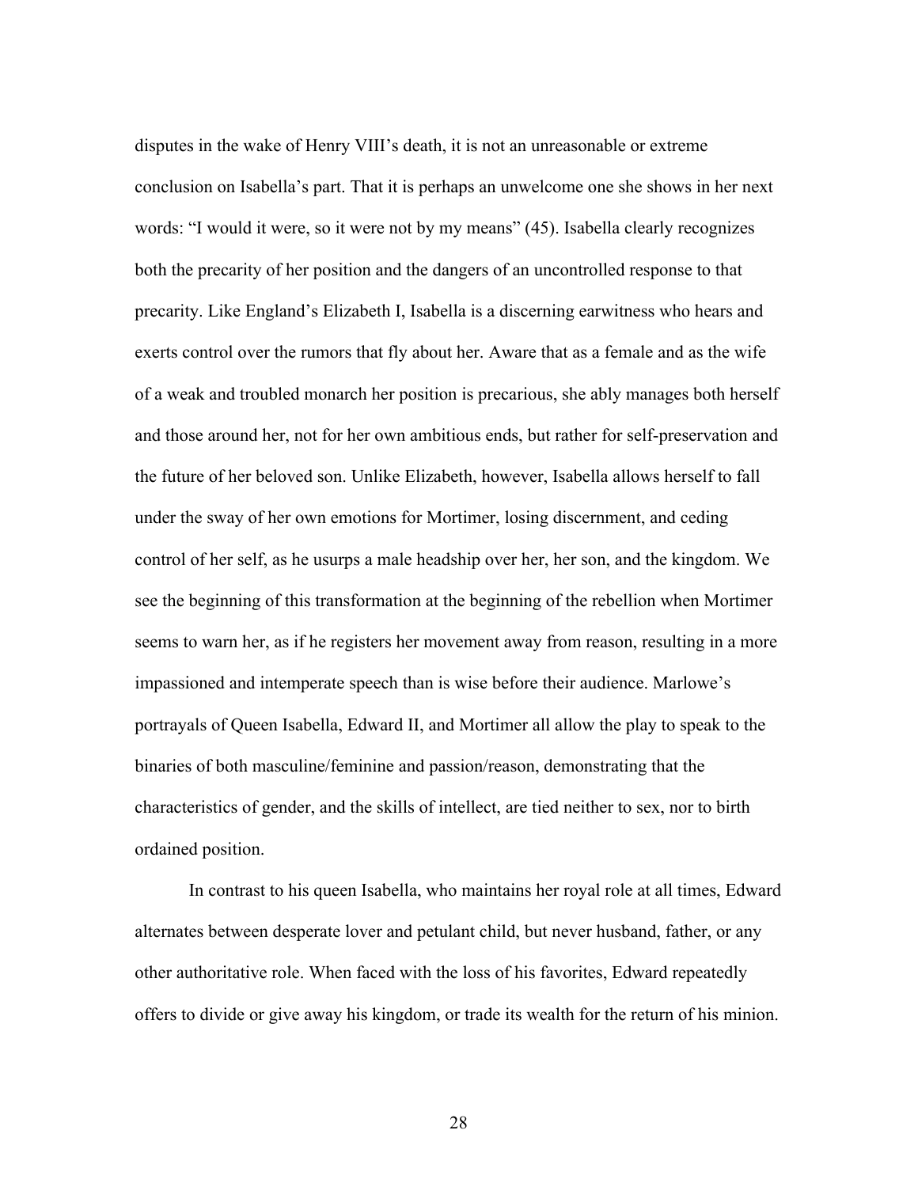disputes in the wake of Henry VIII's death, it is not an unreasonable or extreme conclusion on Isabella's part. That it is perhaps an unwelcome one she shows in her next words: "I would it were, so it were not by my means" (45). Isabella clearly recognizes both the precarity of her position and the dangers of an uncontrolled response to that precarity. Like England's Elizabeth I, Isabella is a discerning earwitness who hears and exerts control over the rumors that fly about her. Aware that as a female and as the wife of a weak and troubled monarch her position is precarious, she ably manages both herself and those around her, not for her own ambitious ends, but rather for self-preservation and the future of her beloved son. Unlike Elizabeth, however, Isabella allows herself to fall under the sway of her own emotions for Mortimer, losing discernment, and ceding control of her self, as he usurps a male headship over her, her son, and the kingdom. We see the beginning of this transformation at the beginning of the rebellion when Mortimer seems to warn her, as if he registers her movement away from reason, resulting in a more impassioned and intemperate speech than is wise before their audience. Marlowe's portrayals of Queen Isabella, Edward II, and Mortimer all allow the play to speak to the binaries of both masculine/feminine and passion/reason, demonstrating that the characteristics of gender, and the skills of intellect, are tied neither to sex, nor to birth ordained position.

In contrast to his queen Isabella, who maintains her royal role at all times, Edward alternates between desperate lover and petulant child, but never husband, father, or any other authoritative role. When faced with the loss of his favorites, Edward repeatedly offers to divide or give away his kingdom, or trade its wealth for the return of his minion.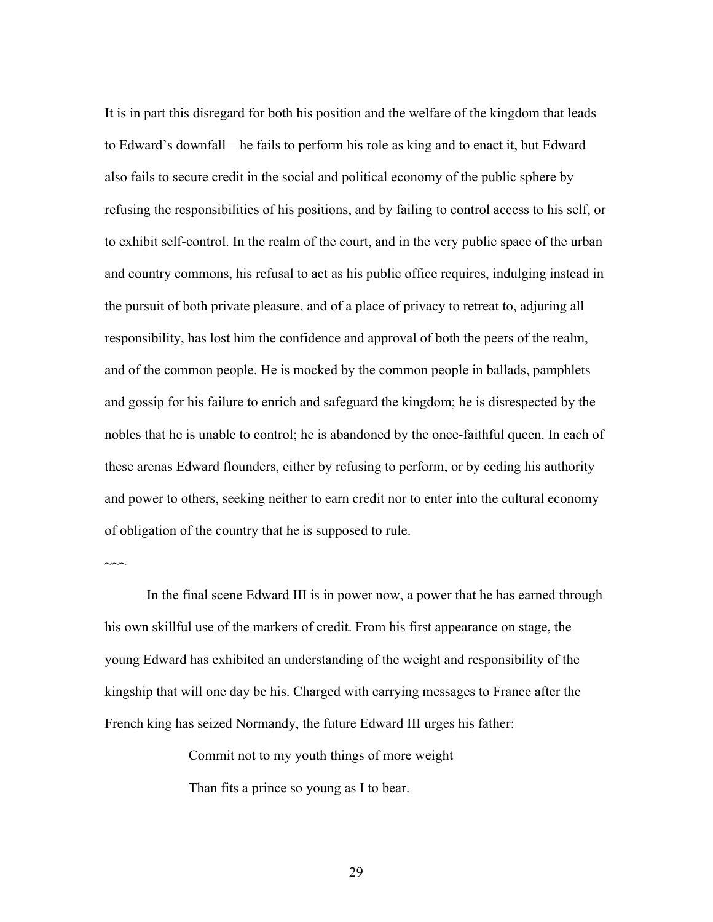It is in part this disregard for both his position and the welfare of the kingdom that leads to Edward's downfall—he fails to perform his role as king and to enact it, but Edward also fails to secure credit in the social and political economy of the public sphere by refusing the responsibilities of his positions, and by failing to control access to his self, or to exhibit self-control. In the realm of the court, and in the very public space of the urban and country commons, his refusal to act as his public office requires, indulging instead in the pursuit of both private pleasure, and of a place of privacy to retreat to, adjuring all responsibility, has lost him the confidence and approval of both the peers of the realm, and of the common people. He is mocked by the common people in ballads, pamphlets and gossip for his failure to enrich and safeguard the kingdom; he is disrespected by the nobles that he is unable to control; he is abandoned by the once-faithful queen. In each of these arenas Edward flounders, either by refusing to perform, or by ceding his authority and power to others, seeking neither to earn credit nor to enter into the cultural economy of obligation of the country that he is supposed to rule.

~~~

In the final scene Edward III is in power now, a power that he has earned through his own skillful use of the markers of credit. From his first appearance on stage, the young Edward has exhibited an understanding of the weight and responsibility of the kingship that will one day be his. Charged with carrying messages to France after the French king has seized Normandy, the future Edward III urges his father:

> Commit not to my youth things of more weight
>
> Than fits a prince so young as I to bear.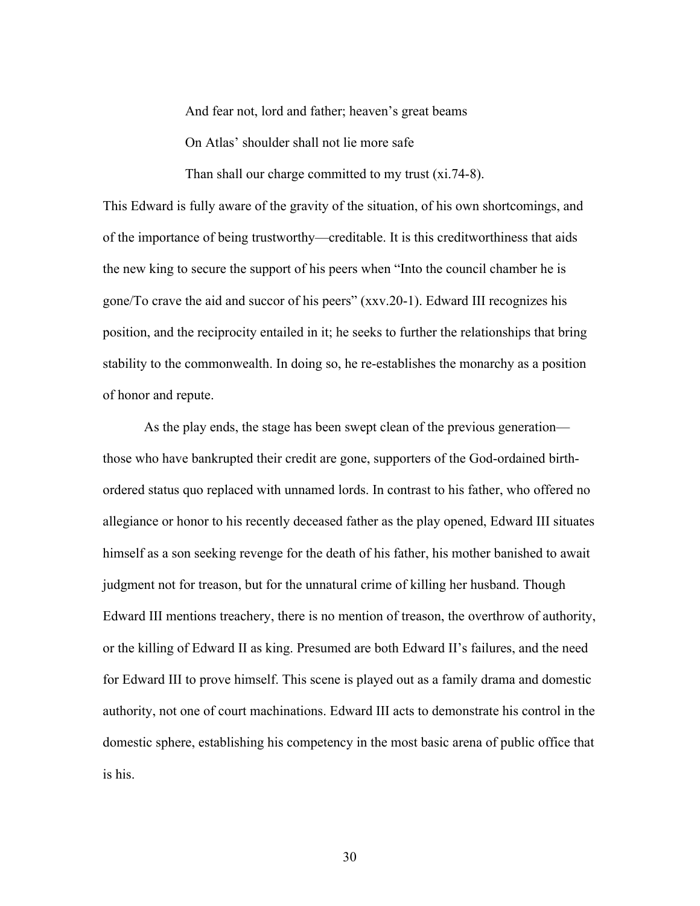> And fear not, lord and father; heaven's great beams
>
> On Atlas' shoulder shall not lie more safe
>
> Than shall our charge committed to my trust (xi.74-8).

This Edward is fully aware of the gravity of the situation, of his own shortcomings, and of the importance of being trustworthy—creditable. It is this creditworthiness that aids the new king to secure the support of his peers when "Into the council chamber he is gone/To crave the aid and succor of his peers" (xxv.20-1). Edward III recognizes his position, and the reciprocity entailed in it; he seeks to further the relationships that bring stability to the commonwealth. In doing so, he re-establishes the monarchy as a position of honor and repute.

As the play ends, the stage has been swept clean of the previous generation—those who have bankrupted their credit are gone, supporters of the God-ordained birth-ordered status quo replaced with unnamed lords. In contrast to his father, who offered no allegiance or honor to his recently deceased father as the play opened, Edward III situates himself as a son seeking revenge for the death of his father, his mother banished to await judgment not for treason, but for the unnatural crime of killing her husband. Though Edward III mentions treachery, there is no mention of treason, the overthrow of authority, or the killing of Edward II as king. Presumed are both Edward II's failures, and the need for Edward III to prove himself. This scene is played out as a family drama and domestic authority, not one of court machinations. Edward III acts to demonstrate his control in the domestic sphere, establishing his competency in the most basic arena of public office that is his.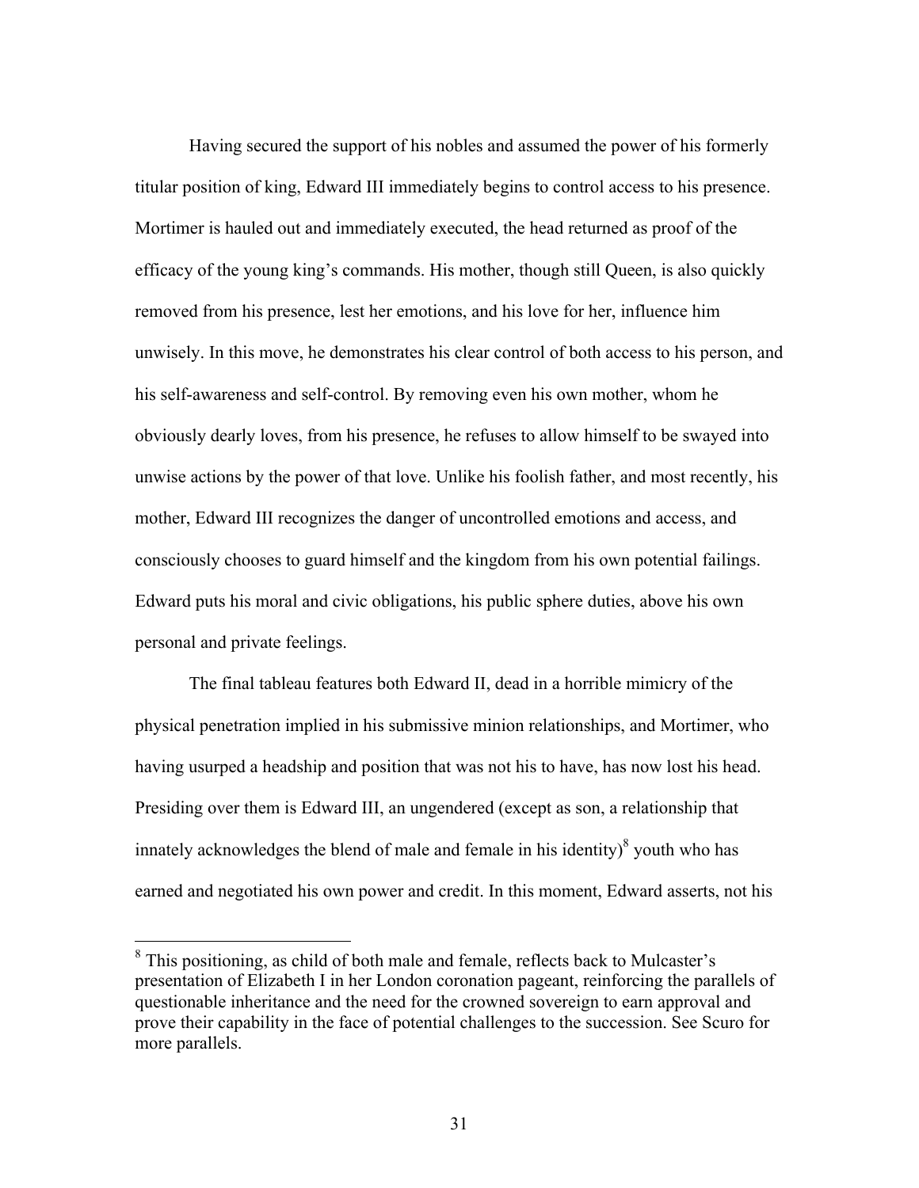Having secured the support of his nobles and assumed the power of his formerly titular position of king, Edward III immediately begins to control access to his presence. Mortimer is hauled out and immediately executed, the head returned as proof of the efficacy of the young king's commands. His mother, though still Queen, is also quickly removed from his presence, lest her emotions, and his love for her, influence him unwisely. In this move, he demonstrates his clear control of both access to his person, and his self-awareness and self-control. By removing even his own mother, whom he obviously dearly loves, from his presence, he refuses to allow himself to be swayed into unwise actions by the power of that love. Unlike his foolish father, and most recently, his mother, Edward III recognizes the danger of uncontrolled emotions and access, and consciously chooses to guard himself and the kingdom from his own potential failings. Edward puts his moral and civic obligations, his public sphere duties, above his own personal and private feelings.

The final tableau features both Edward II, dead in a horrible mimicry of the physical penetration implied in his submissive minion relationships, and Mortimer, who having usurped a headship and position that was not his to have, has now lost his head. Presiding over them is Edward III, an ungendered (except as son, a relationship that innately acknowledges the blend of male and female in his identity)[8] youth who has earned and negotiated his own power and credit. In this moment, Edward asserts, not his

---

[8] This positioning, as child of both male and female, reflects back to Mulcaster's presentation of Elizabeth I in her London coronation pageant, reinforcing the parallels of questionable inheritance and the need for the crowned sovereign to earn approval and prove their capability in the face of potential challenges to the succession. See Scuro for more parallels.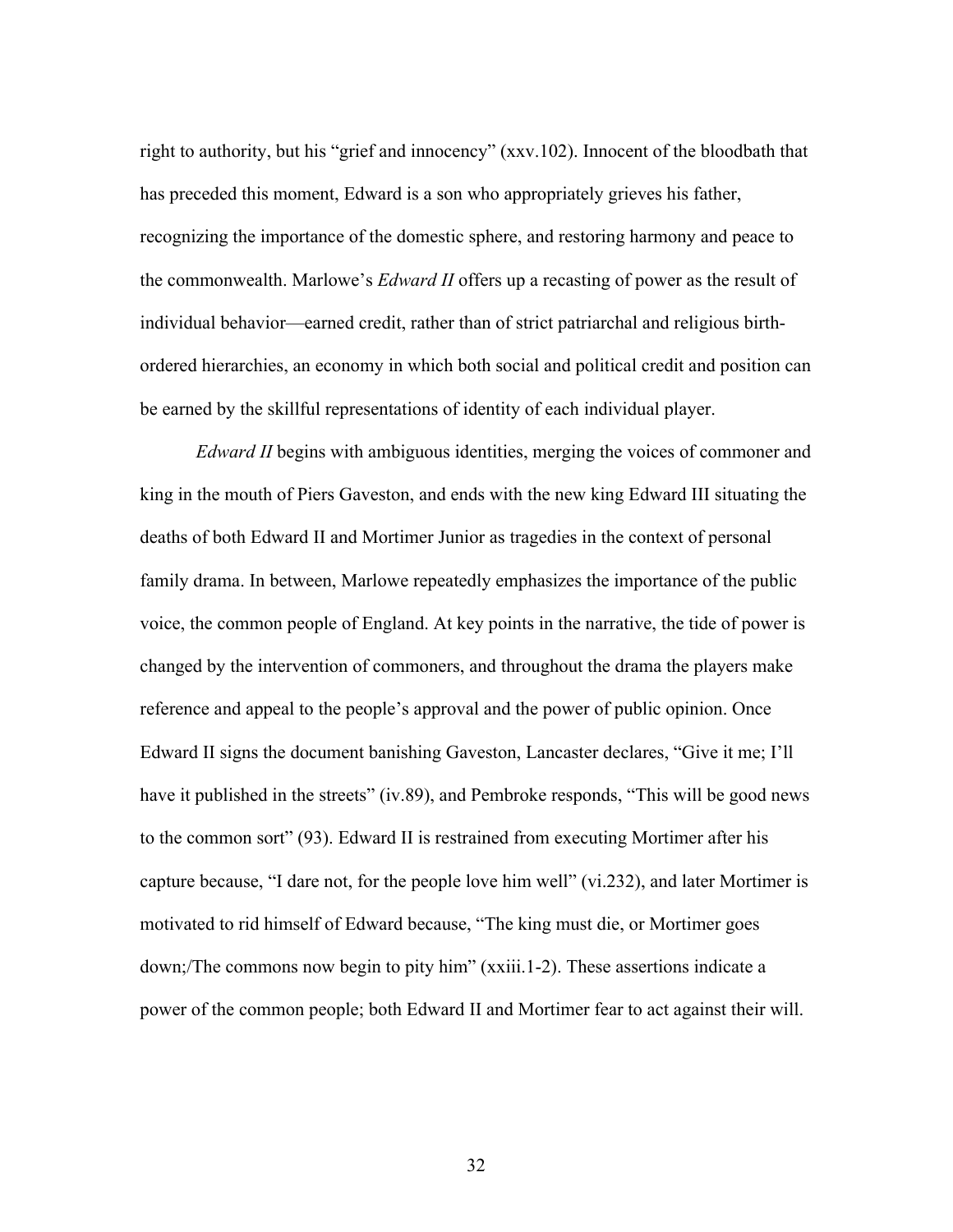right to authority, but his "grief and innocency" (xxv.102). Innocent of the bloodbath that has preceded this moment, Edward is a son who appropriately grieves his father, recognizing the importance of the domestic sphere, and restoring harmony and peace to the commonwealth. Marlowe's *Edward II* offers up a recasting of power as the result of individual behavior—earned credit, rather than of strict patriarchal and religious birth-ordered hierarchies, an economy in which both social and political credit and position can be earned by the skillful representations of identity of each individual player.

*Edward II* begins with ambiguous identities, merging the voices of commoner and king in the mouth of Piers Gaveston, and ends with the new king Edward III situating the deaths of both Edward II and Mortimer Junior as tragedies in the context of personal family drama. In between, Marlowe repeatedly emphasizes the importance of the public voice, the common people of England. At key points in the narrative, the tide of power is changed by the intervention of commoners, and throughout the drama the players make reference and appeal to the people's approval and the power of public opinion. Once Edward II signs the document banishing Gaveston, Lancaster declares, "Give it me; I'll have it published in the streets" (iv.89), and Pembroke responds, "This will be good news to the common sort" (93). Edward II is restrained from executing Mortimer after his capture because, "I dare not, for the people love him well" (vi.232), and later Mortimer is motivated to rid himself of Edward because, "The king must die, or Mortimer goes down;/The commons now begin to pity him" (xxiii.1-2). These assertions indicate a power of the common people; both Edward II and Mortimer fear to act against their will.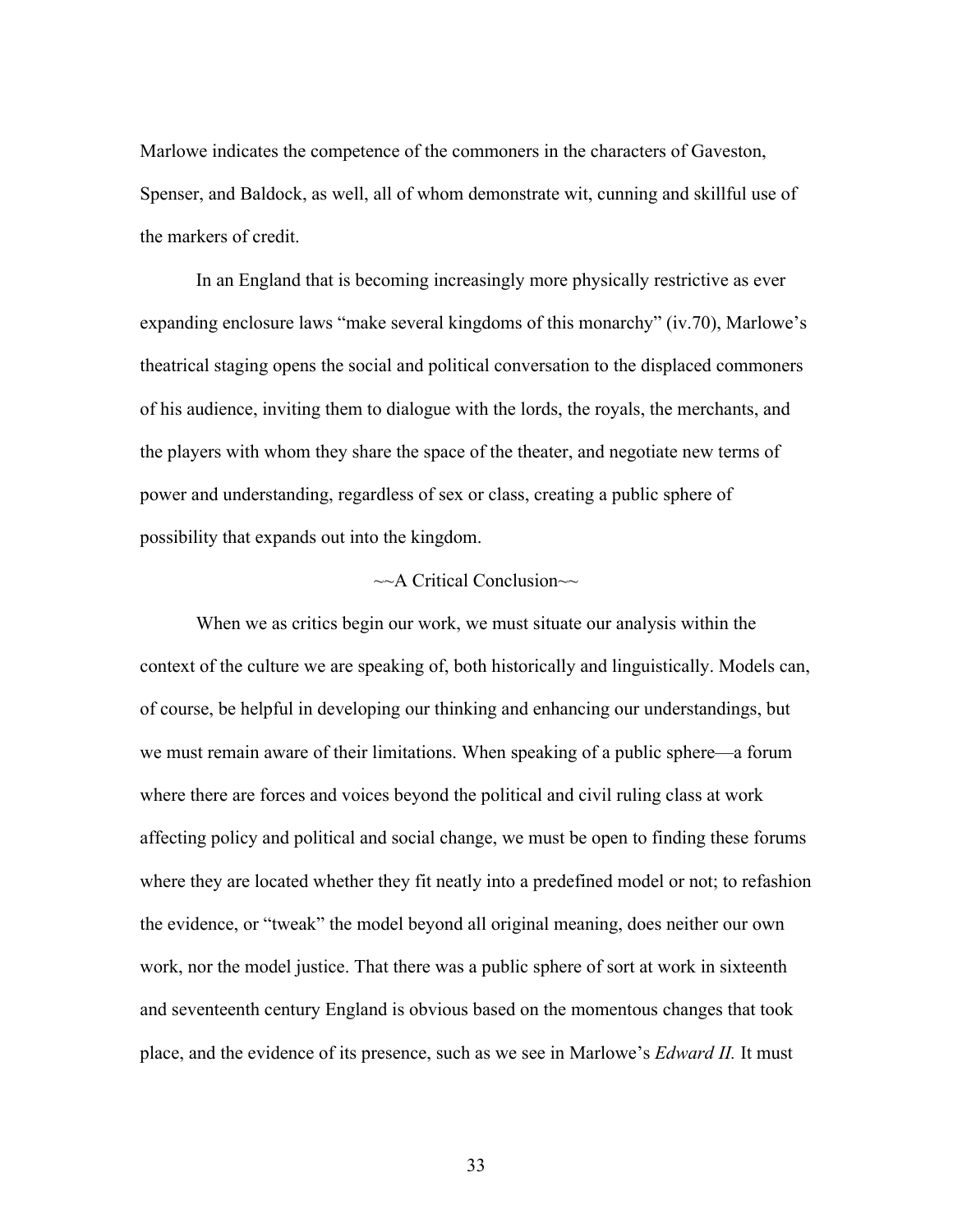Marlowe indicates the competence of the commoners in the characters of Gaveston, Spenser, and Baldock, as well, all of whom demonstrate wit, cunning and skillful use of the markers of credit.

In an England that is becoming increasingly more physically restrictive as ever expanding enclosure laws "make several kingdoms of this monarchy" (iv.70), Marlowe's theatrical staging opens the social and political conversation to the displaced commoners of his audience, inviting them to dialogue with the lords, the royals, the merchants, and the players with whom they share the space of the theater, and negotiate new terms of power and understanding, regardless of sex or class, creating a public sphere of possibility that expands out into the kingdom.

## ~~A Critical Conclusion~~

When we as critics begin our work, we must situate our analysis within the context of the culture we are speaking of, both historically and linguistically. Models can, of course, be helpful in developing our thinking and enhancing our understandings, but we must remain aware of their limitations. When speaking of a public sphere—a forum where there are forces and voices beyond the political and civil ruling class at work affecting policy and political and social change, we must be open to finding these forums where they are located whether they fit neatly into a predefined model or not; to refashion the evidence, or "tweak" the model beyond all original meaning, does neither our own work, nor the model justice. That there was a public sphere of sort at work in sixteenth and seventeenth century England is obvious based on the momentous changes that took place, and the evidence of its presence, such as we see in Marlowe's *Edward II.* It must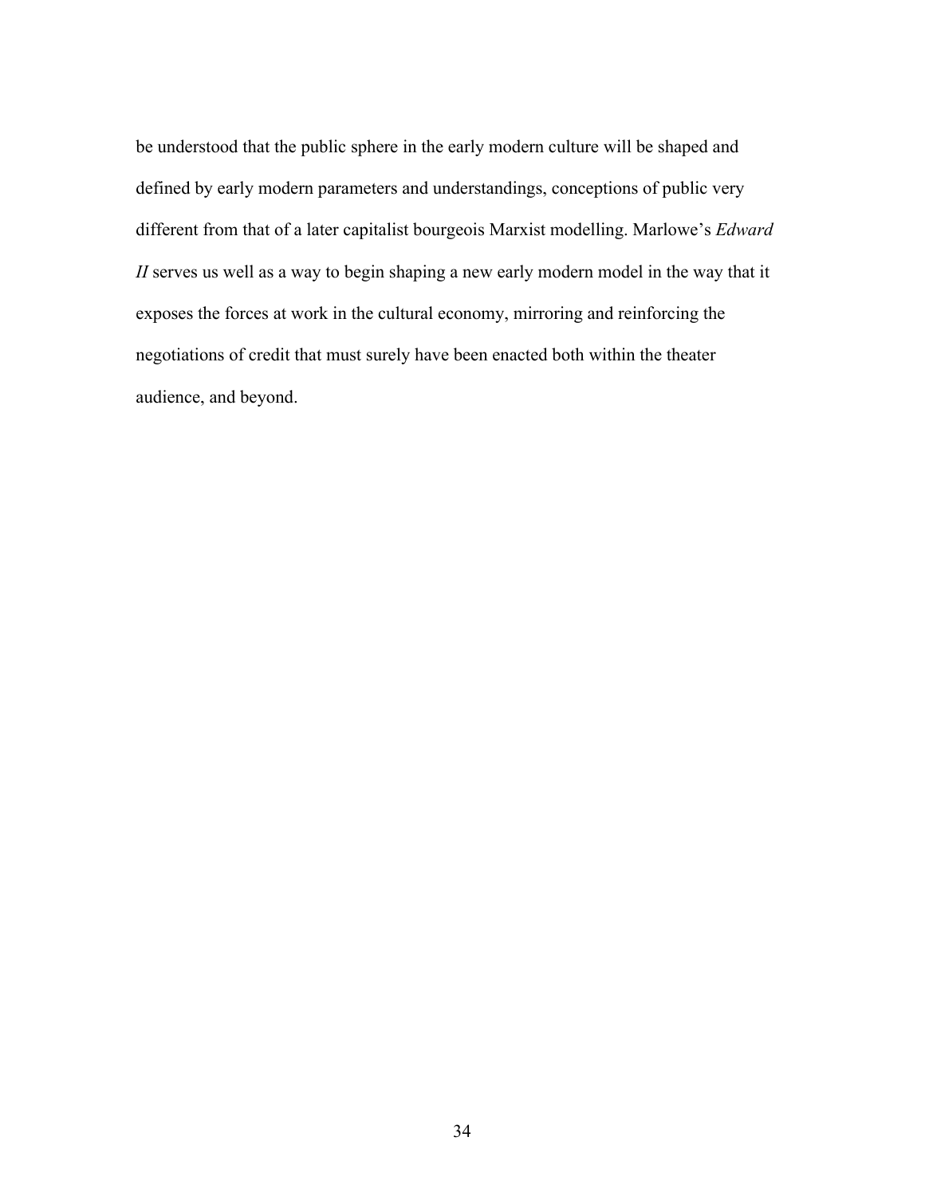be understood that the public sphere in the early modern culture will be shaped and defined by early modern parameters and understandings, conceptions of public very different from that of a later capitalist bourgeois Marxist modelling. Marlowe's *Edward II* serves us well as a way to begin shaping a new early modern model in the way that it exposes the forces at work in the cultural economy, mirroring and reinforcing the negotiations of credit that must surely have been enacted both within the theater audience, and beyond.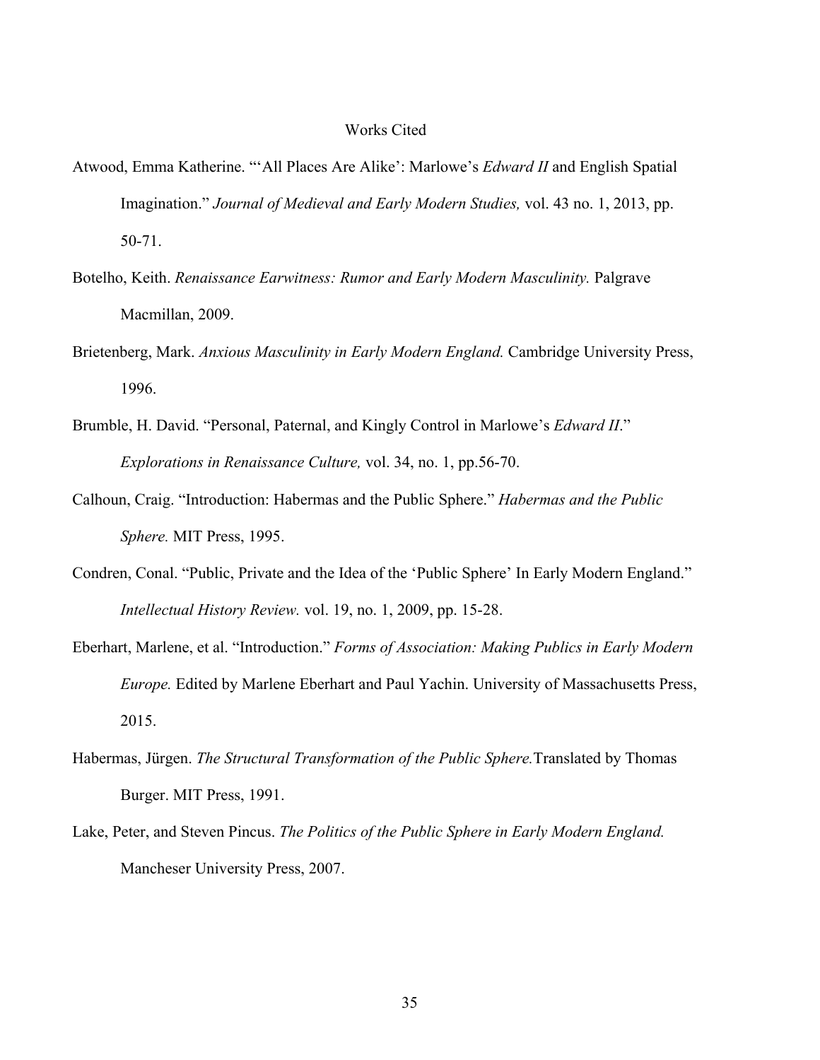# Works Cited

Atwood, Emma Katherine. "'All Places Are Alike': Marlowe's *Edward II* and English Spatial Imagination." *Journal of Medieval and Early Modern Studies,* vol. 43 no. 1, 2013, pp. 50-71.

Botelho, Keith. *Renaissance Earwitness: Rumor and Early Modern Masculinity.* Palgrave Macmillan, 2009.

Brietenberg, Mark. *Anxious Masculinity in Early Modern England.* Cambridge University Press, 1996.

Brumble, H. David. "Personal, Paternal, and Kingly Control in Marlowe's *Edward II*." *Explorations in Renaissance Culture,* vol. 34, no. 1, pp.56-70.

Calhoun, Craig. "Introduction: Habermas and the Public Sphere." *Habermas and the Public Sphere.* MIT Press, 1995.

Condren, Conal. "Public, Private and the Idea of the 'Public Sphere' In Early Modern England." *Intellectual History Review.* vol. 19, no. 1, 2009, pp. 15-28.

Eberhart, Marlene, et al. "Introduction." *Forms of Association: Making Publics in Early Modern Europe.* Edited by Marlene Eberhart and Paul Yachin. University of Massachusetts Press, 2015.

Habermas, Jürgen. *The Structural Transformation of the Public Sphere.*Translated by Thomas Burger. MIT Press, 1991.

Lake, Peter, and Steven Pincus. *The Politics of the Public Sphere in Early Modern England.* Mancheser University Press, 2007.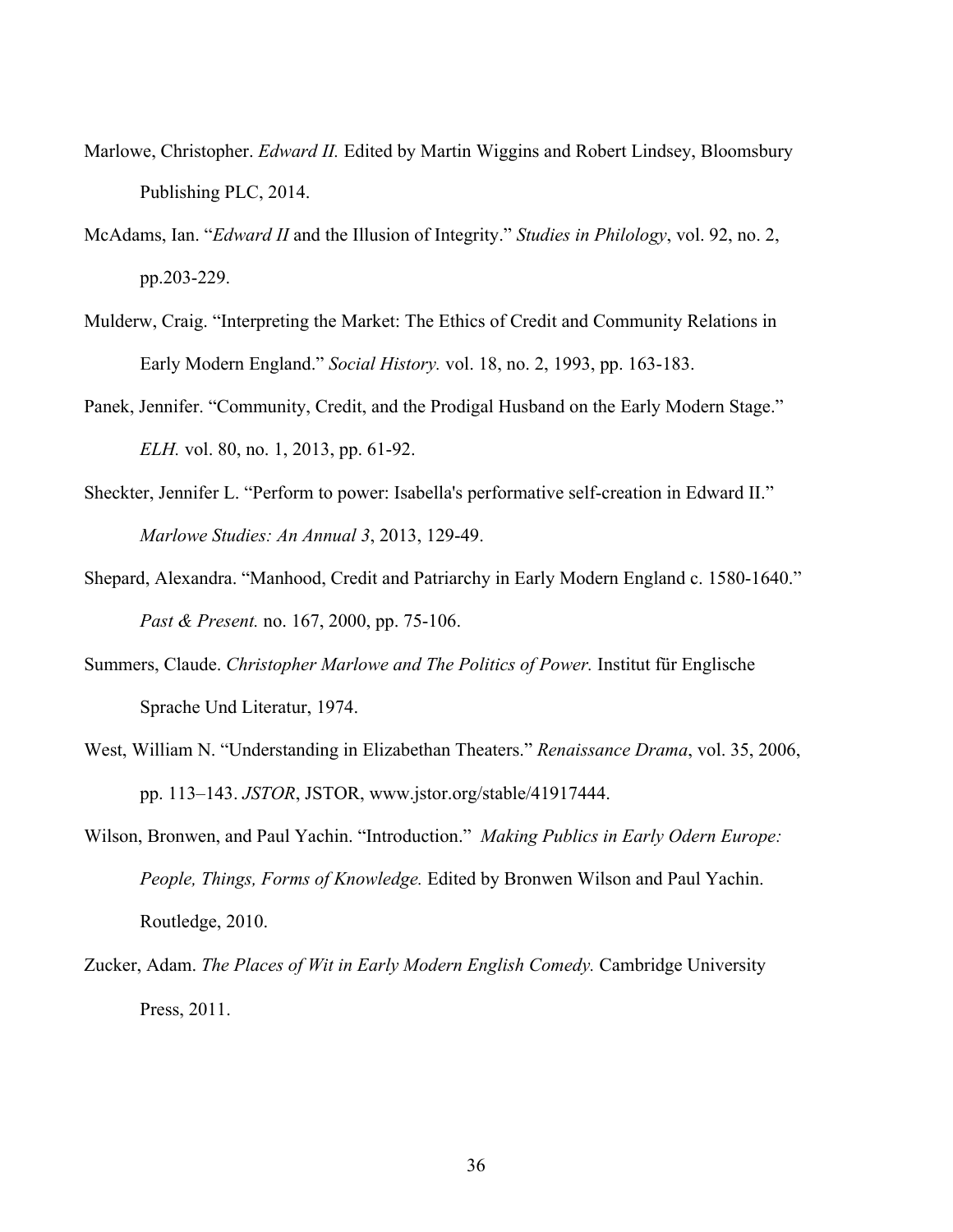Marlowe, Christopher. *Edward II.* Edited by Martin Wiggins and Robert Lindsey, Bloomsbury Publishing PLC, 2014.

McAdams, Ian. "*Edward II* and the Illusion of Integrity." *Studies in Philology*, vol. 92, no. 2, pp.203-229.

Mulderw, Craig. "Interpreting the Market: The Ethics of Credit and Community Relations in Early Modern England." *Social History.* vol. 18, no. 2, 1993, pp. 163-183.

Panek, Jennifer. "Community, Credit, and the Prodigal Husband on the Early Modern Stage." *ELH.* vol. 80, no. 1, 2013, pp. 61-92.

Sheckter, Jennifer L. "Perform to power: Isabella's performative self-creation in Edward II." *Marlowe Studies: An Annual 3*, 2013, 129-49.

Shepard, Alexandra. "Manhood, Credit and Patriarchy in Early Modern England c. 1580-1640." *Past & Present.* no. 167, 2000, pp. 75-106.

Summers, Claude. *Christopher Marlowe and The Politics of Power.* Institut für Englische Sprache Und Literatur, 1974.

West, William N. "Understanding in Elizabethan Theaters." *Renaissance Drama*, vol. 35, 2006, pp. 113–143. *JSTOR*, JSTOR, www.jstor.org/stable/41917444.

Wilson, Bronwen, and Paul Yachin. "Introduction." *Making Publics in Early Odern Europe: People, Things, Forms of Knowledge.* Edited by Bronwen Wilson and Paul Yachin. Routledge, 2010.

Zucker, Adam. *The Places of Wit in Early Modern English Comedy.* Cambridge University Press, 2011.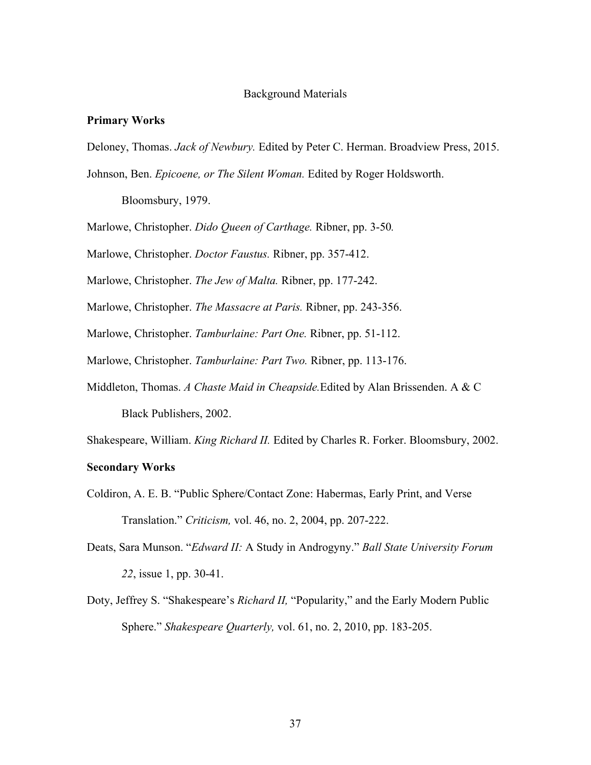# Background Materials

**Primary Works**

Deloney, Thomas. *Jack of Newbury.* Edited by Peter C. Herman. Broadview Press, 2015.

Johnson, Ben. *Epicoene, or The Silent Woman.* Edited by Roger Holdsworth. Bloomsbury, 1979.

Marlowe, Christopher. *Dido Queen of Carthage.* Ribner, pp. 3-50*.*

Marlowe, Christopher. *Doctor Faustus.* Ribner, pp. 357-412.

Marlowe, Christopher. *The Jew of Malta.* Ribner, pp. 177-242.

Marlowe, Christopher. *The Massacre at Paris.* Ribner, pp. 243-356.

Marlowe, Christopher. *Tamburlaine: Part One.* Ribner, pp. 51-112.

Marlowe, Christopher. *Tamburlaine: Part Two.* Ribner, pp. 113-176.

Middleton, Thomas. *A Chaste Maid in Cheapside.*Edited by Alan Brissenden. A & C Black Publishers, 2002.

Shakespeare, William. *King Richard II.* Edited by Charles R. Forker. Bloomsbury, 2002.

**Secondary Works**

Coldiron, A. E. B. "Public Sphere/Contact Zone: Habermas, Early Print, and Verse Translation." *Criticism,* vol. 46, no. 2, 2004, pp. 207-222.

Deats, Sara Munson. "*Edward II:* A Study in Androgyny." *Ball State University Forum 22*, issue 1, pp. 30-41.

Doty, Jeffrey S. "Shakespeare's *Richard II,* "Popularity," and the Early Modern Public Sphere." *Shakespeare Quarterly,* vol. 61, no. 2, 2010, pp. 183-205.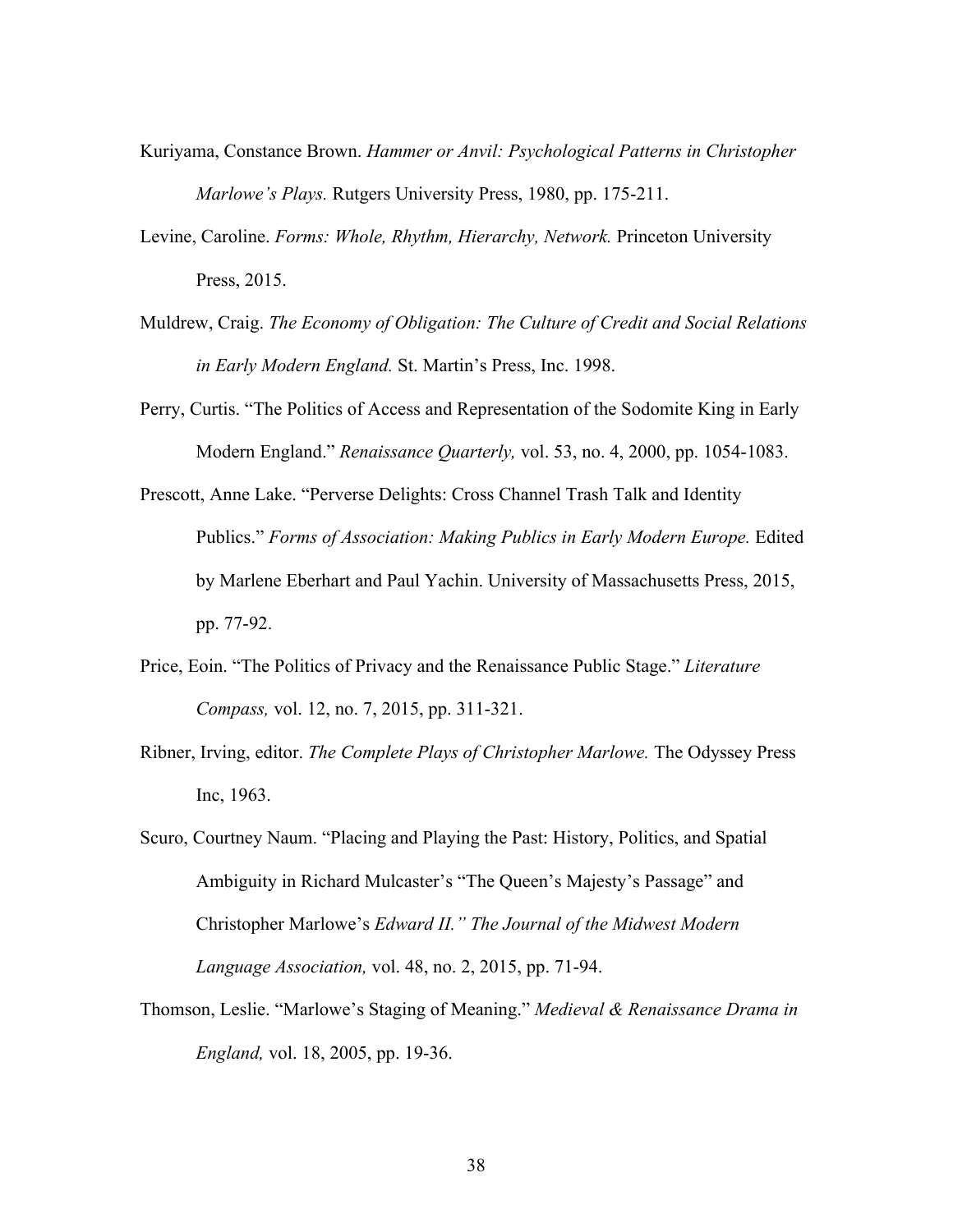Kuriyama, Constance Brown. *Hammer or Anvil: Psychological Patterns in Christopher Marlowe's Plays.* Rutgers University Press, 1980, pp. 175-211.

Levine, Caroline. *Forms: Whole, Rhythm, Hierarchy, Network.* Princeton University Press, 2015.

Muldrew, Craig. *The Economy of Obligation: The Culture of Credit and Social Relations in Early Modern England.* St. Martin's Press, Inc. 1998.

Perry, Curtis. "The Politics of Access and Representation of the Sodomite King in Early Modern England." *Renaissance Quarterly,* vol. 53, no. 4, 2000, pp. 1054-1083.

Prescott, Anne Lake. "Perverse Delights: Cross Channel Trash Talk and Identity Publics." *Forms of Association: Making Publics in Early Modern Europe.* Edited by Marlene Eberhart and Paul Yachin. University of Massachusetts Press, 2015, pp. 77-92.

Price, Eoin. "The Politics of Privacy and the Renaissance Public Stage." *Literature Compass,* vol. 12, no. 7, 2015, pp. 311-321.

Ribner, Irving, editor. *The Complete Plays of Christopher Marlowe.* The Odyssey Press Inc, 1963.

Scuro, Courtney Naum. "Placing and Playing the Past: History, Politics, and Spatial Ambiguity in Richard Mulcaster's "The Queen's Majesty's Passage" and Christopher Marlowe's *Edward II." The Journal of the Midwest Modern Language Association,* vol. 48, no. 2, 2015, pp. 71-94.

Thomson, Leslie. "Marlowe's Staging of Meaning." *Medieval & Renaissance Drama in England,* vol. 18, 2005, pp. 19-36.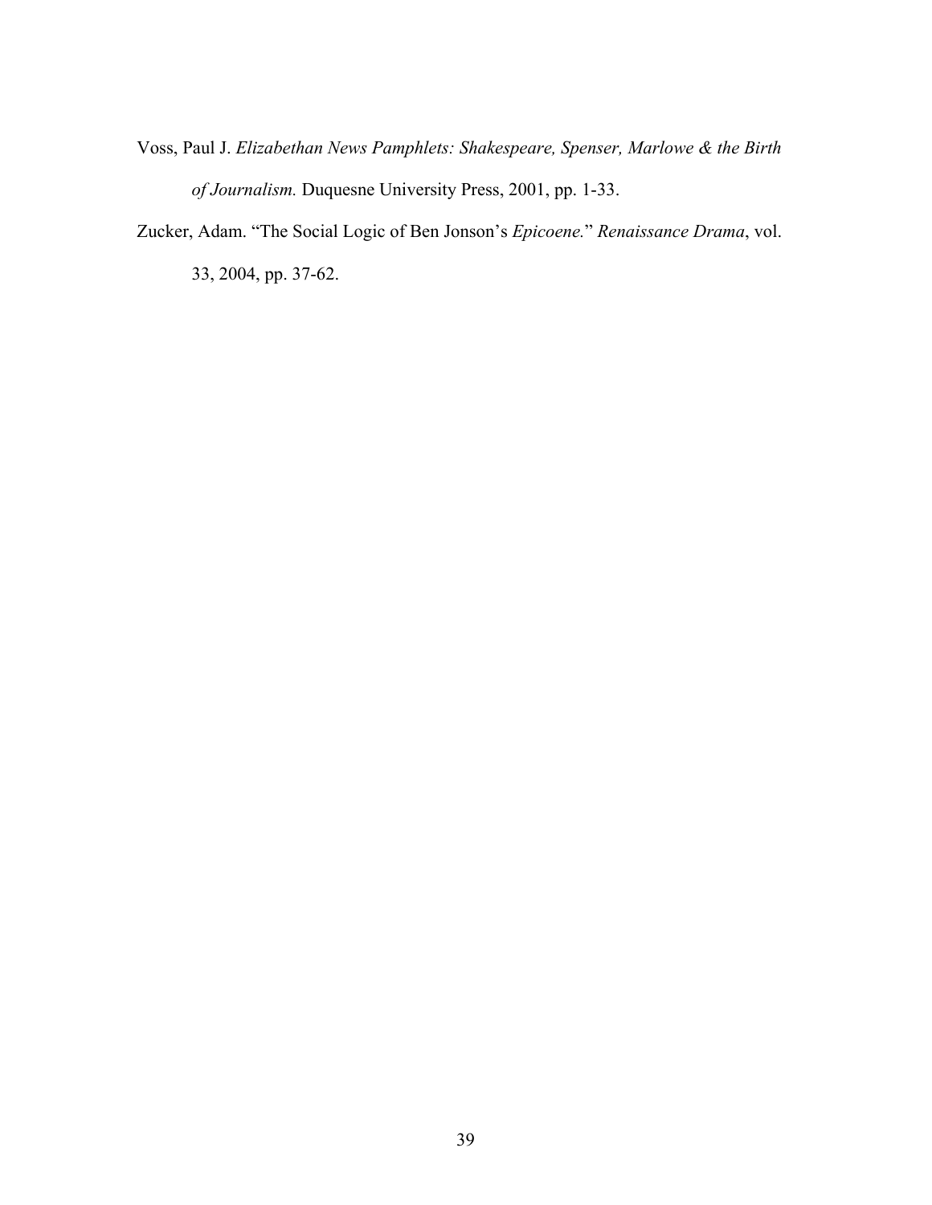Voss, Paul J. *Elizabethan News Pamphlets: Shakespeare, Spenser, Marlowe & the Birth of Journalism.* Duquesne University Press, 2001, pp. 1-33.

Zucker, Adam. "The Social Logic of Ben Jonson's *Epicoene.*" *Renaissance Drama*, vol. 33, 2004, pp. 37-62.